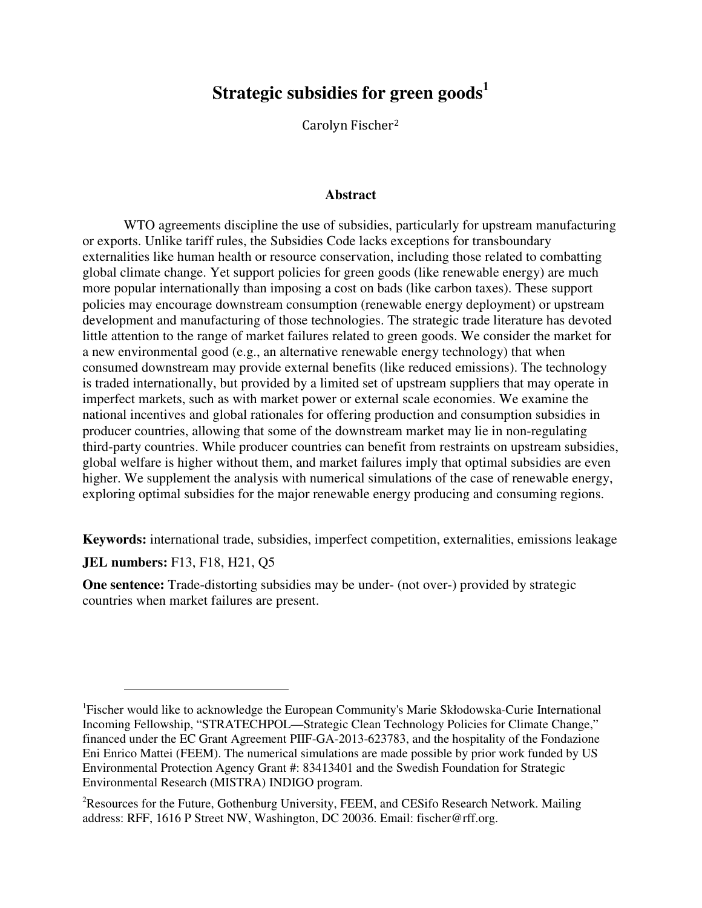# Strategic subsidies for green goods[1]

Carolyn Fischer[2]

## Abstract

WTO agreements discipline the use of subsidies, particularly for upstream manufacturing or exports. Unlike tariff rules, the Subsidies Code lacks exceptions for transboundary externalities like human health or resource conservation, including those related to combatting global climate change. Yet support policies for green goods (like renewable energy) are much more popular internationally than imposing a cost on bads (like carbon taxes). These support policies may encourage downstream consumption (renewable energy deployment) or upstream development and manufacturing of those technologies. The strategic trade literature has devoted little attention to the range of market failures related to green goods. We consider the market for a new environmental good (e.g., an alternative renewable energy technology) that when consumed downstream may provide external benefits (like reduced emissions). The technology is traded internationally, but provided by a limited set of upstream suppliers that may operate in imperfect markets, such as with market power or external scale economies. We examine the national incentives and global rationales for offering production and consumption subsidies in producer countries, allowing that some of the downstream market may lie in non-regulating third-party countries. While producer countries can benefit from restraints on upstream subsidies, global welfare is higher without them, and market failures imply that optimal subsidies are even higher. We supplement the analysis with numerical simulations of the case of renewable energy, exploring optimal subsidies for the major renewable energy producing and consuming regions.

**Keywords:** international trade, subsidies, imperfect competition, externalities, emissions leakage

**JEL numbers:** F13, F18, H21, Q5

**One sentence:** Trade-distorting subsidies may be under- (not over-) provided by strategic countries when market failures are present.

---

[1]Fischer would like to acknowledge the European Community's Marie Skłodowska-Curie International Incoming Fellowship, "STRATECHPOL—Strategic Clean Technology Policies for Climate Change," financed under the EC Grant Agreement PIIF-GA-2013-623783, and the hospitality of the Fondazione Eni Enrico Mattei (FEEM). The numerical simulations are made possible by prior work funded by US Environmental Protection Agency Grant #: 83413401 and the Swedish Foundation for Strategic Environmental Research (MISTRA) INDIGO program.

[2]Resources for the Future, Gothenburg University, FEEM, and CESifo Research Network. Mailing address: RFF, 1616 P Street NW, Washington, DC 20036. Email: fischer@rff.org.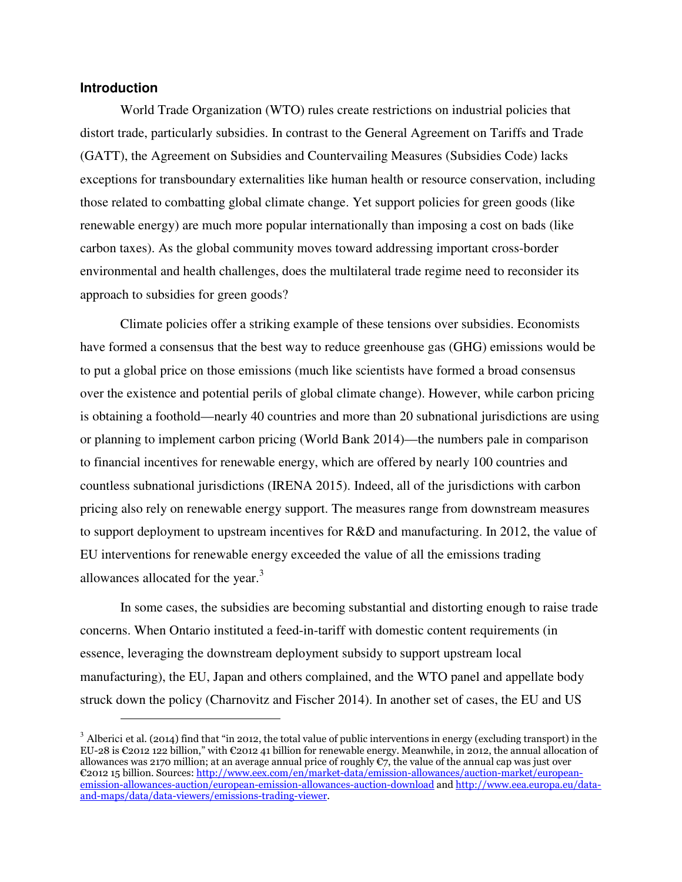## Introduction

World Trade Organization (WTO) rules create restrictions on industrial policies that distort trade, particularly subsidies. In contrast to the General Agreement on Tariffs and Trade (GATT), the Agreement on Subsidies and Countervailing Measures (Subsidies Code) lacks exceptions for transboundary externalities like human health or resource conservation, including those related to combatting global climate change. Yet support policies for green goods (like renewable energy) are much more popular internationally than imposing a cost on bads (like carbon taxes). As the global community moves toward addressing important cross-border environmental and health challenges, does the multilateral trade regime need to reconsider its approach to subsidies for green goods?

Climate policies offer a striking example of these tensions over subsidies. Economists have formed a consensus that the best way to reduce greenhouse gas (GHG) emissions would be to put a global price on those emissions (much like scientists have formed a broad consensus over the existence and potential perils of global climate change). However, while carbon pricing is obtaining a foothold—nearly 40 countries and more than 20 subnational jurisdictions are using or planning to implement carbon pricing (World Bank 2014)—the numbers pale in comparison to financial incentives for renewable energy, which are offered by nearly 100 countries and countless subnational jurisdictions (IRENA 2015). Indeed, all of the jurisdictions with carbon pricing also rely on renewable energy support. The measures range from downstream measures to support deployment to upstream incentives for R&D and manufacturing. In 2012, the value of EU interventions for renewable energy exceeded the value of all the emissions trading allowances allocated for the year.[3]

In some cases, the subsidies are becoming substantial and distorting enough to raise trade concerns. When Ontario instituted a feed-in-tariff with domestic content requirements (in essence, leveraging the downstream deployment subsidy to support upstream local manufacturing), the EU, Japan and others complained, and the WTO panel and appellate body struck down the policy (Charnovitz and Fischer 2014). In another set of cases, the EU and US

---

[3] Alberici et al. (2014) find that "in 2012, the total value of public interventions in energy (excluding transport) in the EU-28 is €2012 122 billion," with €2012 41 billion for renewable energy. Meanwhile, in 2012, the annual allocation of allowances was 2170 million; at an average annual price of roughly €7, the value of the annual cap was just over €2012 15 billion. Sources: http://www.eex.com/en/market-data/emission-allowances/auction-market/european-emission-allowances-auction/european-emission-allowances-auction-download and http://www.eea.europa.eu/data-and-maps/data/data-viewers/emissions-trading-viewer.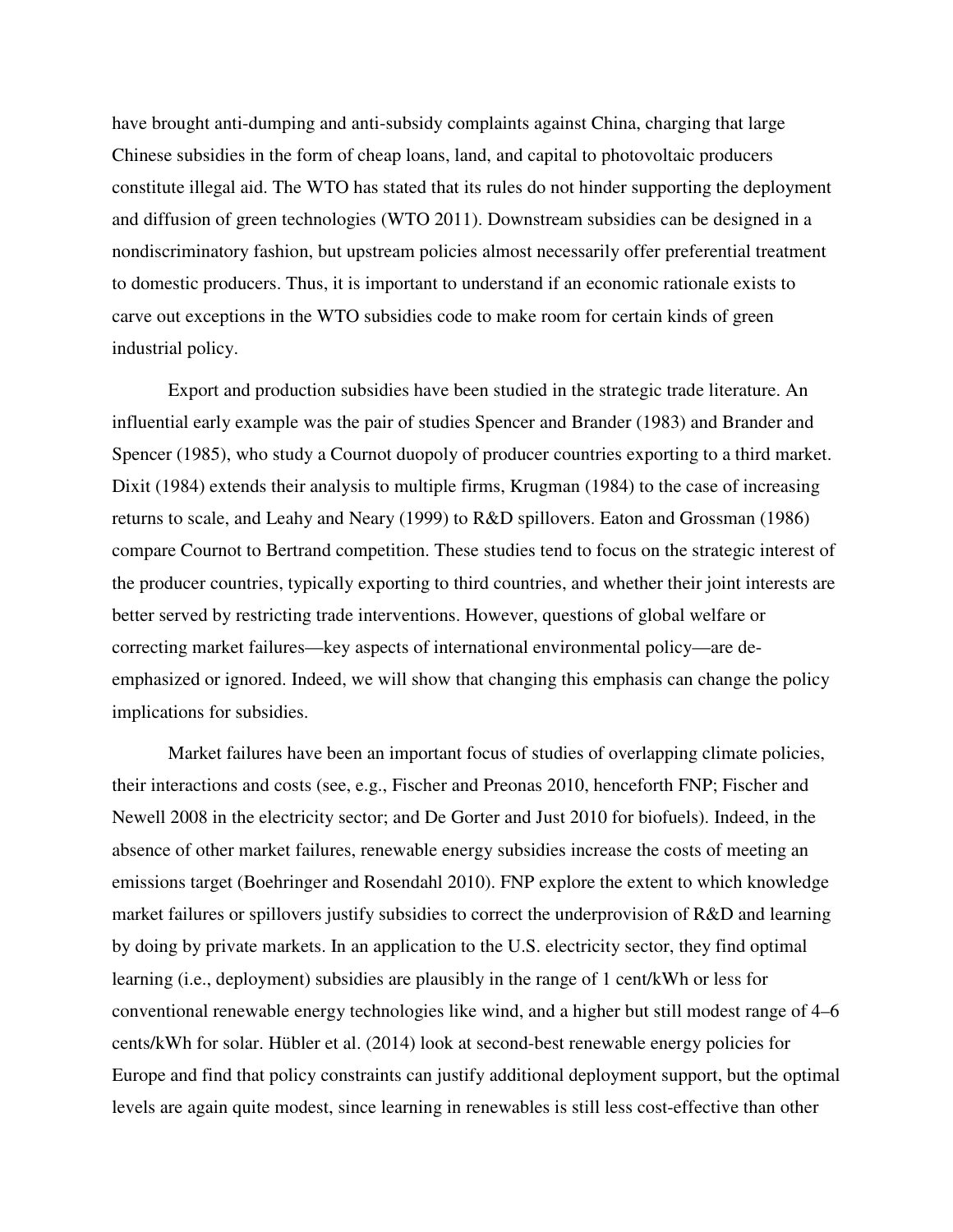have brought anti-dumping and anti-subsidy complaints against China, charging that large Chinese subsidies in the form of cheap loans, land, and capital to photovoltaic producers constitute illegal aid. The WTO has stated that its rules do not hinder supporting the deployment and diffusion of green technologies (WTO 2011). Downstream subsidies can be designed in a nondiscriminatory fashion, but upstream policies almost necessarily offer preferential treatment to domestic producers. Thus, it is important to understand if an economic rationale exists to carve out exceptions in the WTO subsidies code to make room for certain kinds of green industrial policy.

Export and production subsidies have been studied in the strategic trade literature. An influential early example was the pair of studies Spencer and Brander (1983) and Brander and Spencer (1985), who study a Cournot duopoly of producer countries exporting to a third market. Dixit (1984) extends their analysis to multiple firms, Krugman (1984) to the case of increasing returns to scale, and Leahy and Neary (1999) to R&D spillovers. Eaton and Grossman (1986) compare Cournot to Bertrand competition. These studies tend to focus on the strategic interest of the producer countries, typically exporting to third countries, and whether their joint interests are better served by restricting trade interventions. However, questions of global welfare or correcting market failures—key aspects of international environmental policy—are de-emphasized or ignored. Indeed, we will show that changing this emphasis can change the policy implications for subsidies.

Market failures have been an important focus of studies of overlapping climate policies, their interactions and costs (see, e.g., Fischer and Preonas 2010, henceforth FNP; Fischer and Newell 2008 in the electricity sector; and De Gorter and Just 2010 for biofuels). Indeed, in the absence of other market failures, renewable energy subsidies increase the costs of meeting an emissions target (Boehringer and Rosendahl 2010). FNP explore the extent to which knowledge market failures or spillovers justify subsidies to correct the underprovision of R&D and learning by doing by private markets. In an application to the U.S. electricity sector, they find optimal learning (i.e., deployment) subsidies are plausibly in the range of 1 cent/kWh or less for conventional renewable energy technologies like wind, and a higher but still modest range of 4–6 cents/kWh for solar. Hübler et al. (2014) look at second-best renewable energy policies for Europe and find that policy constraints can justify additional deployment support, but the optimal levels are again quite modest, since learning in renewables is still less cost-effective than other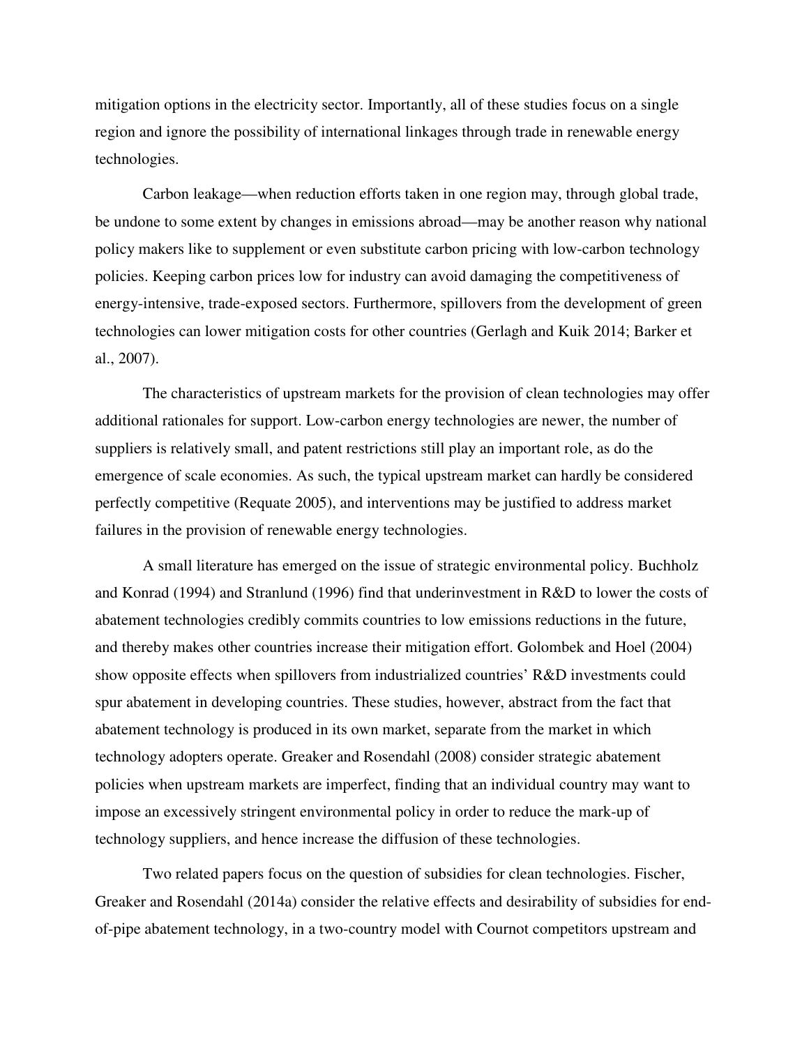mitigation options in the electricity sector. Importantly, all of these studies focus on a single region and ignore the possibility of international linkages through trade in renewable energy technologies.

Carbon leakage—when reduction efforts taken in one region may, through global trade, be undone to some extent by changes in emissions abroad—may be another reason why national policy makers like to supplement or even substitute carbon pricing with low-carbon technology policies. Keeping carbon prices low for industry can avoid damaging the competitiveness of energy-intensive, trade-exposed sectors. Furthermore, spillovers from the development of green technologies can lower mitigation costs for other countries (Gerlagh and Kuik 2014; Barker et al., 2007).

The characteristics of upstream markets for the provision of clean technologies may offer additional rationales for support. Low-carbon energy technologies are newer, the number of suppliers is relatively small, and patent restrictions still play an important role, as do the emergence of scale economies. As such, the typical upstream market can hardly be considered perfectly competitive (Requate 2005), and interventions may be justified to address market failures in the provision of renewable energy technologies.

A small literature has emerged on the issue of strategic environmental policy. Buchholz and Konrad (1994) and Stranlund (1996) find that underinvestment in R&D to lower the costs of abatement technologies credibly commits countries to low emissions reductions in the future, and thereby makes other countries increase their mitigation effort. Golombek and Hoel (2004) show opposite effects when spillovers from industrialized countries' R&D investments could spur abatement in developing countries. These studies, however, abstract from the fact that abatement technology is produced in its own market, separate from the market in which technology adopters operate. Greaker and Rosendahl (2008) consider strategic abatement policies when upstream markets are imperfect, finding that an individual country may want to impose an excessively stringent environmental policy in order to reduce the mark-up of technology suppliers, and hence increase the diffusion of these technologies.

Two related papers focus on the question of subsidies for clean technologies. Fischer, Greaker and Rosendahl (2014a) consider the relative effects and desirability of subsidies for end-of-pipe abatement technology, in a two-country model with Cournot competitors upstream and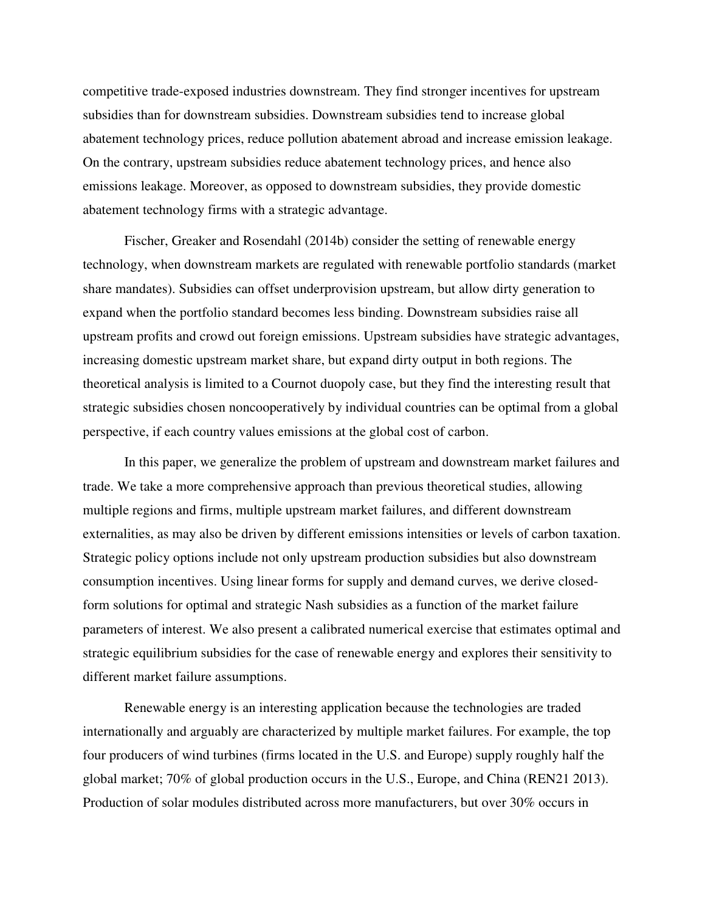competitive trade-exposed industries downstream. They find stronger incentives for upstream subsidies than for downstream subsidies. Downstream subsidies tend to increase global abatement technology prices, reduce pollution abatement abroad and increase emission leakage. On the contrary, upstream subsidies reduce abatement technology prices, and hence also emissions leakage. Moreover, as opposed to downstream subsidies, they provide domestic abatement technology firms with a strategic advantage.

Fischer, Greaker and Rosendahl (2014b) consider the setting of renewable energy technology, when downstream markets are regulated with renewable portfolio standards (market share mandates). Subsidies can offset underprovision upstream, but allow dirty generation to expand when the portfolio standard becomes less binding. Downstream subsidies raise all upstream profits and crowd out foreign emissions. Upstream subsidies have strategic advantages, increasing domestic upstream market share, but expand dirty output in both regions. The theoretical analysis is limited to a Cournot duopoly case, but they find the interesting result that strategic subsidies chosen noncooperatively by individual countries can be optimal from a global perspective, if each country values emissions at the global cost of carbon.

In this paper, we generalize the problem of upstream and downstream market failures and trade. We take a more comprehensive approach than previous theoretical studies, allowing multiple regions and firms, multiple upstream market failures, and different downstream externalities, as may also be driven by different emissions intensities or levels of carbon taxation. Strategic policy options include not only upstream production subsidies but also downstream consumption incentives. Using linear forms for supply and demand curves, we derive closed-form solutions for optimal and strategic Nash subsidies as a function of the market failure parameters of interest. We also present a calibrated numerical exercise that estimates optimal and strategic equilibrium subsidies for the case of renewable energy and explores their sensitivity to different market failure assumptions.

Renewable energy is an interesting application because the technologies are traded internationally and arguably are characterized by multiple market failures. For example, the top four producers of wind turbines (firms located in the U.S. and Europe) supply roughly half the global market; 70% of global production occurs in the U.S., Europe, and China (REN21 2013). Production of solar modules distributed across more manufacturers, but over 30% occurs in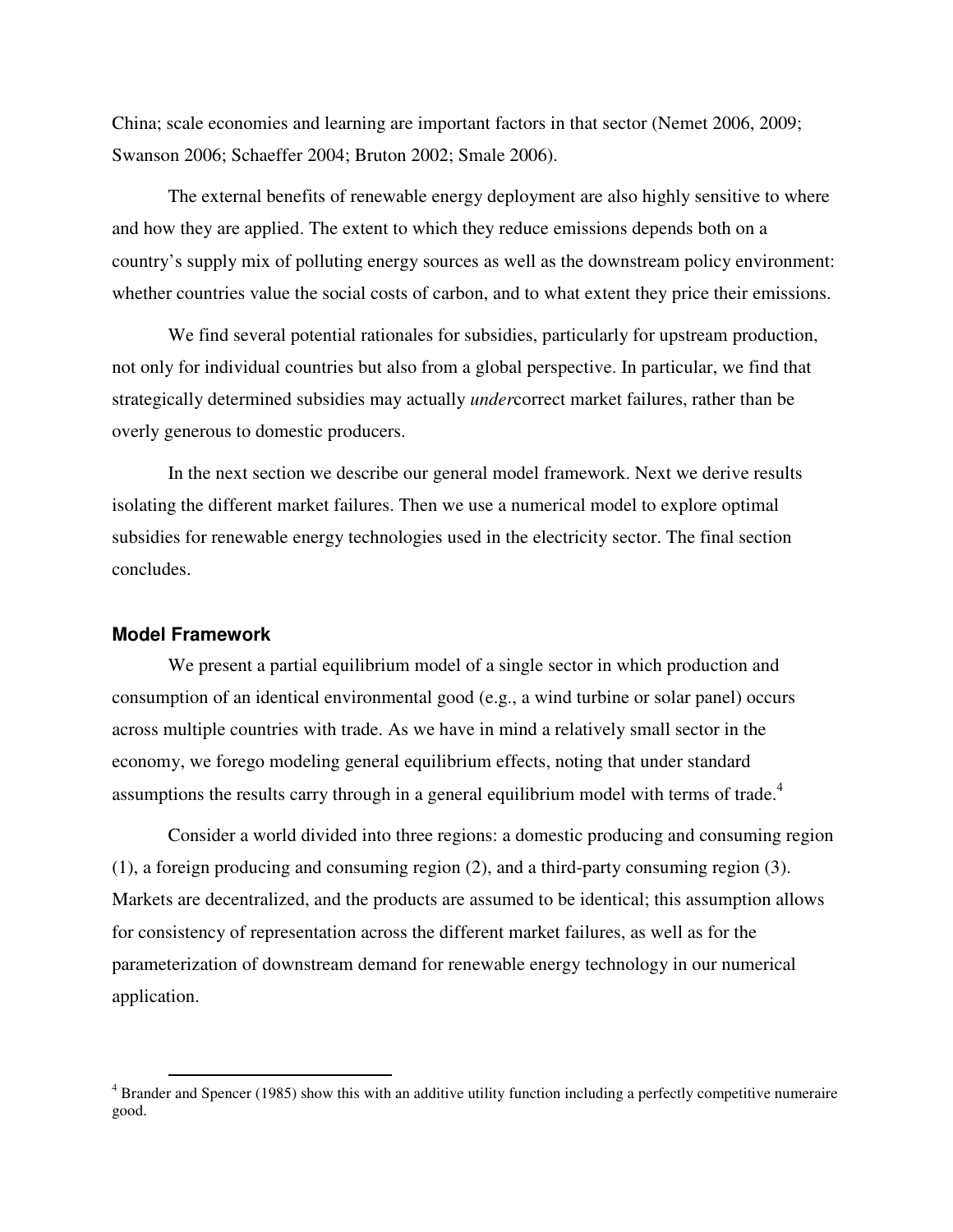China; scale economies and learning are important factors in that sector (Nemet 2006, 2009; Swanson 2006; Schaeffer 2004; Bruton 2002; Smale 2006).

The external benefits of renewable energy deployment are also highly sensitive to where and how they are applied. The extent to which they reduce emissions depends both on a country's supply mix of polluting energy sources as well as the downstream policy environment: whether countries value the social costs of carbon, and to what extent they price their emissions.

We find several potential rationales for subsidies, particularly for upstream production, not only for individual countries but also from a global perspective. In particular, we find that strategically determined subsidies may actually *under*correct market failures, rather than be overly generous to domestic producers.

In the next section we describe our general model framework. Next we derive results isolating the different market failures. Then we use a numerical model to explore optimal subsidies for renewable energy technologies used in the electricity sector. The final section concludes.

## Model Framework

We present a partial equilibrium model of a single sector in which production and consumption of an identical environmental good (e.g., a wind turbine or solar panel) occurs across multiple countries with trade. As we have in mind a relatively small sector in the economy, we forego modeling general equilibrium effects, noting that under standard assumptions the results carry through in a general equilibrium model with terms of trade.[4]

Consider a world divided into three regions: a domestic producing and consuming region (1), a foreign producing and consuming region (2), and a third-party consuming region (3). Markets are decentralized, and the products are assumed to be identical; this assumption allows for consistency of representation across the different market failures, as well as for the parameterization of downstream demand for renewable energy technology in our numerical application.

[4] Brander and Spencer (1985) show this with an additive utility function including a perfectly competitive numeraire good.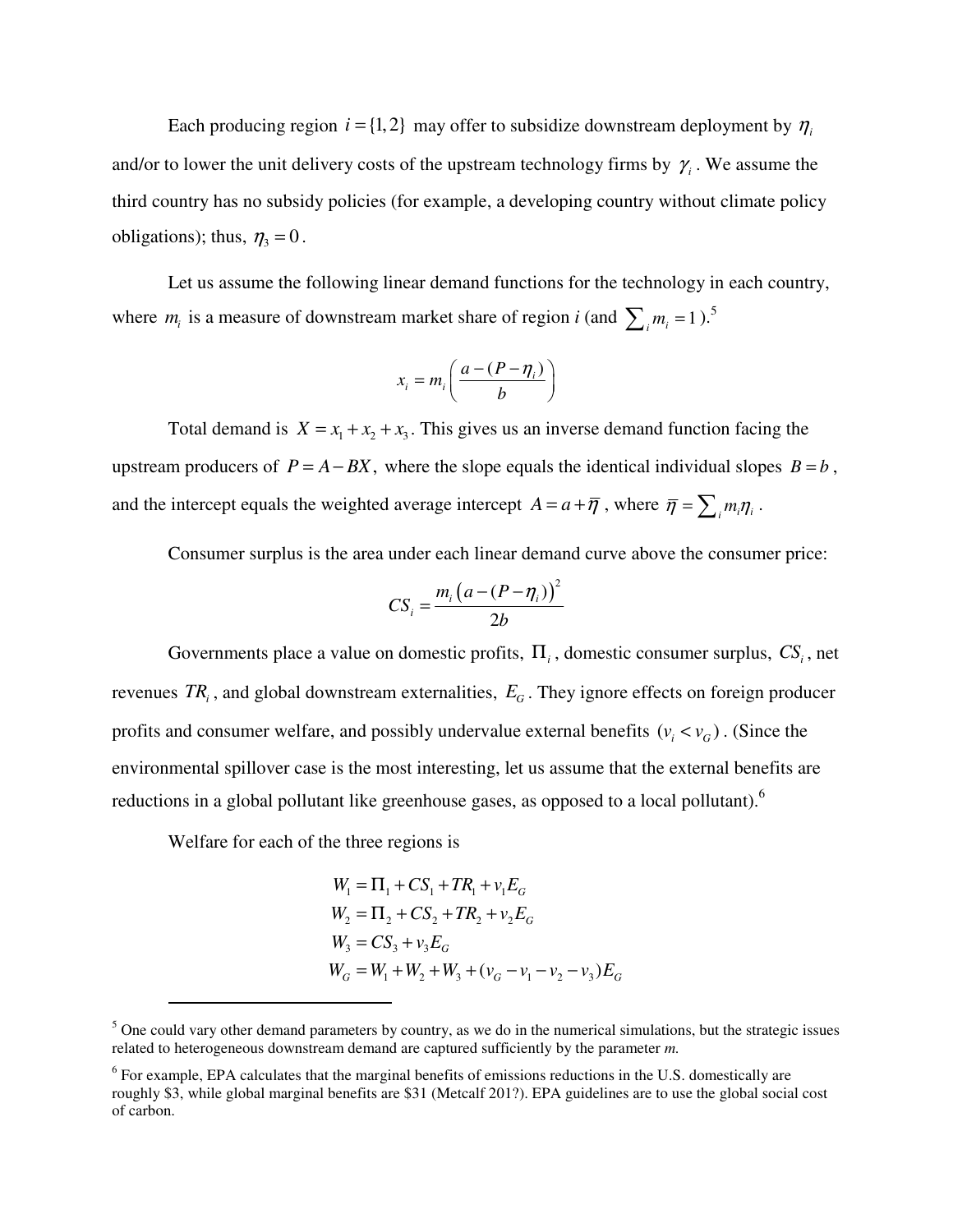Each producing region $i = \{1, 2\}$ may offer to subsidize downstream deployment by $\eta_i$ and/or to lower the unit delivery costs of the upstream technology firms by $\gamma_i$. We assume the third country has no subsidy policies (for example, a developing country without climate policy obligations); thus, $\eta_3 = 0$.

Let us assume the following linear demand functions for the technology in each country, where $m_i$ is a measure of downstream market share of region *i* (and $\sum_i m_i = 1$).[5]

$$x_i = m_i \left( \frac{a - (P - \eta_i)}{b} \right)$$

Total demand is $X = x_1 + x_2 + x_3$. This gives us an inverse demand function facing the upstream producers of $P = A - BX$, where the slope equals the identical individual slopes $B = b$, and the intercept equals the weighted average intercept $A = a + \overline{\eta}$, where $\overline{\eta} = \sum_i m_i \eta_i$.

Consumer surplus is the area under each linear demand curve above the consumer price:

$$CS_i = \frac{m_i \left( a - (P - \eta_i) \right)^2}{2b}$$

Governments place a value on domestic profits, $\Pi_i$, domestic consumer surplus, $CS_i$, net revenues $TR_i$, and global downstream externalities, $E_G$. They ignore effects on foreign producer profits and consumer welfare, and possibly undervalue external benefits $(v_i < v_G)$. (Since the environmental spillover case is the most interesting, let us assume that the external benefits are reductions in a global pollutant like greenhouse gases, as opposed to a local pollutant).[6]

Welfare for each of the three regions is

$$\begin{aligned}
W_1 &= \Pi_1 + CS_1 + TR_1 + v_1 E_G \\
W_2 &= \Pi_2 + CS_2 + TR_2 + v_2 E_G \\
W_3 &= CS_3 + v_3 E_G \\
W_G &= W_1 + W_2 + W_3 + (v_G - v_1 - v_2 - v_3) E_G
\end{aligned}$$

---

[5] One could vary other demand parameters by country, as we do in the numerical simulations, but the strategic issues related to heterogeneous downstream demand are captured sufficiently by the parameter *m*.

[6] For example, EPA calculates that the marginal benefits of emissions reductions in the U.S. domestically are roughly \$3, while global marginal benefits are \$31 (Metcalf 201?). EPA guidelines are to use the global social cost of carbon.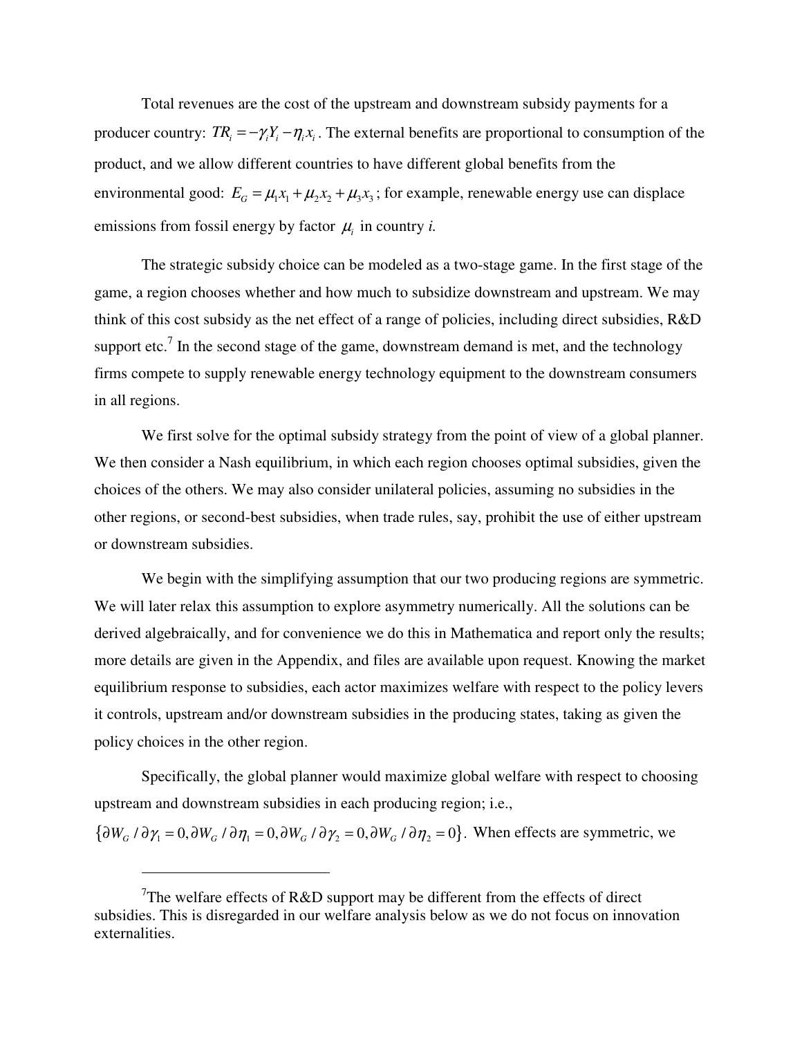Total revenues are the cost of the upstream and downstream subsidy payments for a producer country: $TR_i = -\gamma_i Y_i - \eta_i x_i$. The external benefits are proportional to consumption of the product, and we allow different countries to have different global benefits from the environmental good: $E_G = \mu_1 x_1 + \mu_2 x_2 + \mu_3 x_3$; for example, renewable energy use can displace emissions from fossil energy by factor $\mu_i$ in country *i.*

The strategic subsidy choice can be modeled as a two-stage game. In the first stage of the game, a region chooses whether and how much to subsidize downstream and upstream. We may think of this cost subsidy as the net effect of a range of policies, including direct subsidies, R&D support etc.[7] In the second stage of the game, downstream demand is met, and the technology firms compete to supply renewable energy technology equipment to the downstream consumers in all regions.

We first solve for the optimal subsidy strategy from the point of view of a global planner. We then consider a Nash equilibrium, in which each region chooses optimal subsidies, given the choices of the others. We may also consider unilateral policies, assuming no subsidies in the other regions, or second-best subsidies, when trade rules, say, prohibit the use of either upstream or downstream subsidies.

We begin with the simplifying assumption that our two producing regions are symmetric. We will later relax this assumption to explore asymmetry numerically. All the solutions can be derived algebraically, and for convenience we do this in Mathematica and report only the results; more details are given in the Appendix, and files are available upon request. Knowing the market equilibrium response to subsidies, each actor maximizes welfare with respect to the policy levers it controls, upstream and/or downstream subsidies in the producing states, taking as given the policy choices in the other region.

Specifically, the global planner would maximize global welfare with respect to choosing upstream and downstream subsidies in each producing region; i.e., $\{\partial W_G / \partial \gamma_1 = 0, \partial W_G / \partial \eta_1 = 0, \partial W_G / \partial \gamma_2 = 0, \partial W_G / \partial \eta_2 = 0\}$. When effects are symmetric, we

[7] The welfare effects of R&D support may be different from the effects of direct subsidies. This is disregarded in our welfare analysis below as we do not focus on innovation externalities.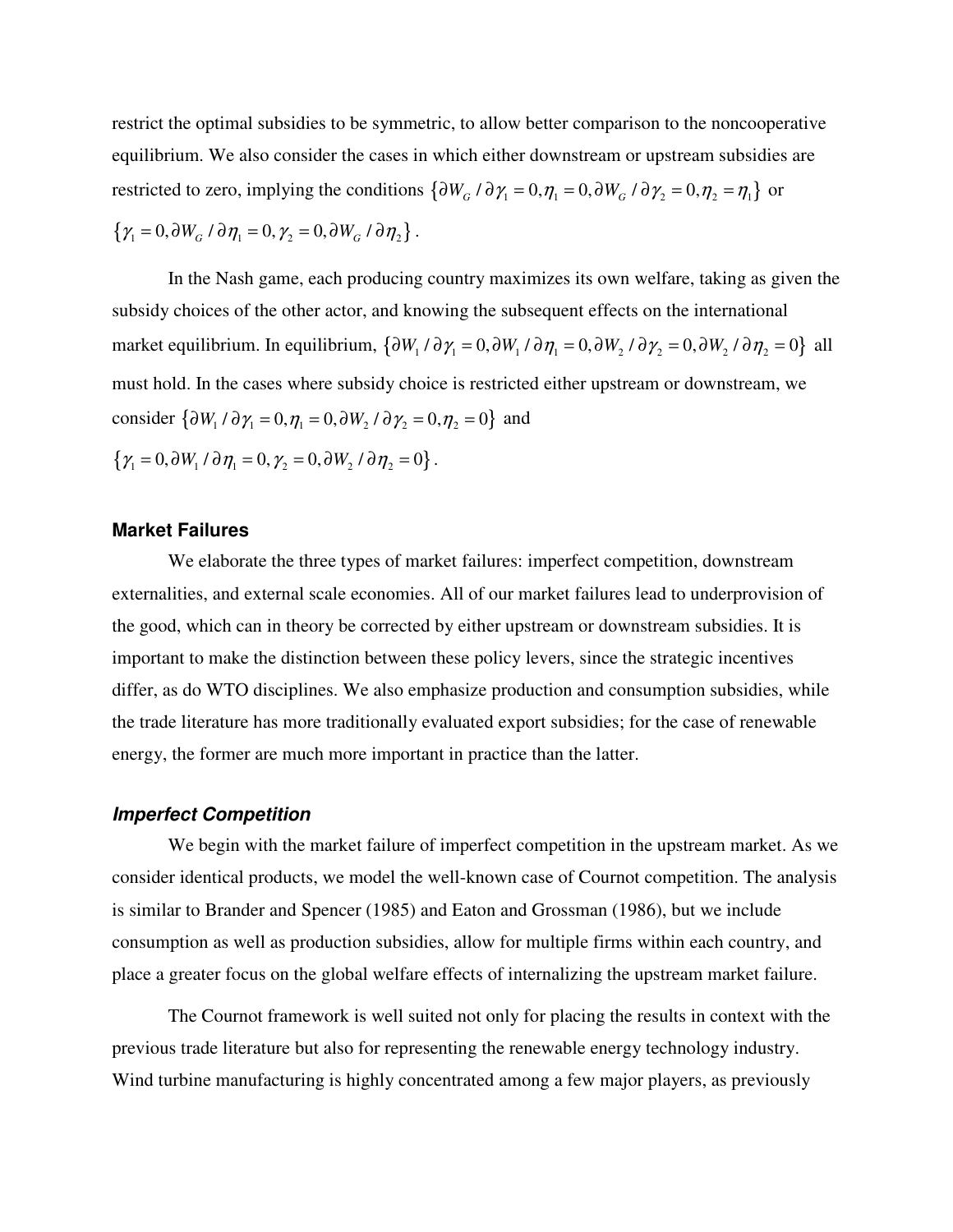restrict the optimal subsidies to be symmetric, to allow better comparison to the noncooperative equilibrium. We also consider the cases in which either downstream or upstream subsidies are restricted to zero, implying the conditions $\{\partial W_G / \partial \gamma_1 = 0, \eta_1 = 0, \partial W_G / \partial \gamma_2 = 0, \eta_2 = \eta_1\}$ or $\{\gamma_1 = 0, \partial W_G / \partial \eta_1 = 0, \gamma_2 = 0, \partial W_G / \partial \eta_2\}$.

In the Nash game, each producing country maximizes its own welfare, taking as given the subsidy choices of the other actor, and knowing the subsequent effects on the international market equilibrium. In equilibrium, $\{\partial W_1 / \partial \gamma_1 = 0, \partial W_1 / \partial \eta_1 = 0, \partial W_2 / \partial \gamma_2 = 0, \partial W_2 / \partial \eta_2 = 0\}$ all must hold. In the cases where subsidy choice is restricted either upstream or downstream, we consider $\{\partial W_1 / \partial \gamma_1 = 0, \eta_1 = 0, \partial W_2 / \partial \gamma_2 = 0, \eta_2 = 0\}$ and $\{\gamma_1 = 0, \partial W_1 / \partial \eta_1 = 0, \gamma_2 = 0, \partial W_2 / \partial \eta_2 = 0\}$.

### Market Failures

We elaborate the three types of market failures: imperfect competition, downstream externalities, and external scale economies. All of our market failures lead to underprovision of the good, which can in theory be corrected by either upstream or downstream subsidies. It is important to make the distinction between these policy levers, since the strategic incentives differ, as do WTO disciplines. We also emphasize production and consumption subsidies, while the trade literature has more traditionally evaluated export subsidies; for the case of renewable energy, the former are much more important in practice than the latter.

#### *Imperfect Competition*

We begin with the market failure of imperfect competition in the upstream market. As we consider identical products, we model the well-known case of Cournot competition. The analysis is similar to Brander and Spencer (1985) and Eaton and Grossman (1986), but we include consumption as well as production subsidies, allow for multiple firms within each country, and place a greater focus on the global welfare effects of internalizing the upstream market failure.

The Cournot framework is well suited not only for placing the results in context with the previous trade literature but also for representing the renewable energy technology industry. Wind turbine manufacturing is highly concentrated among a few major players, as previously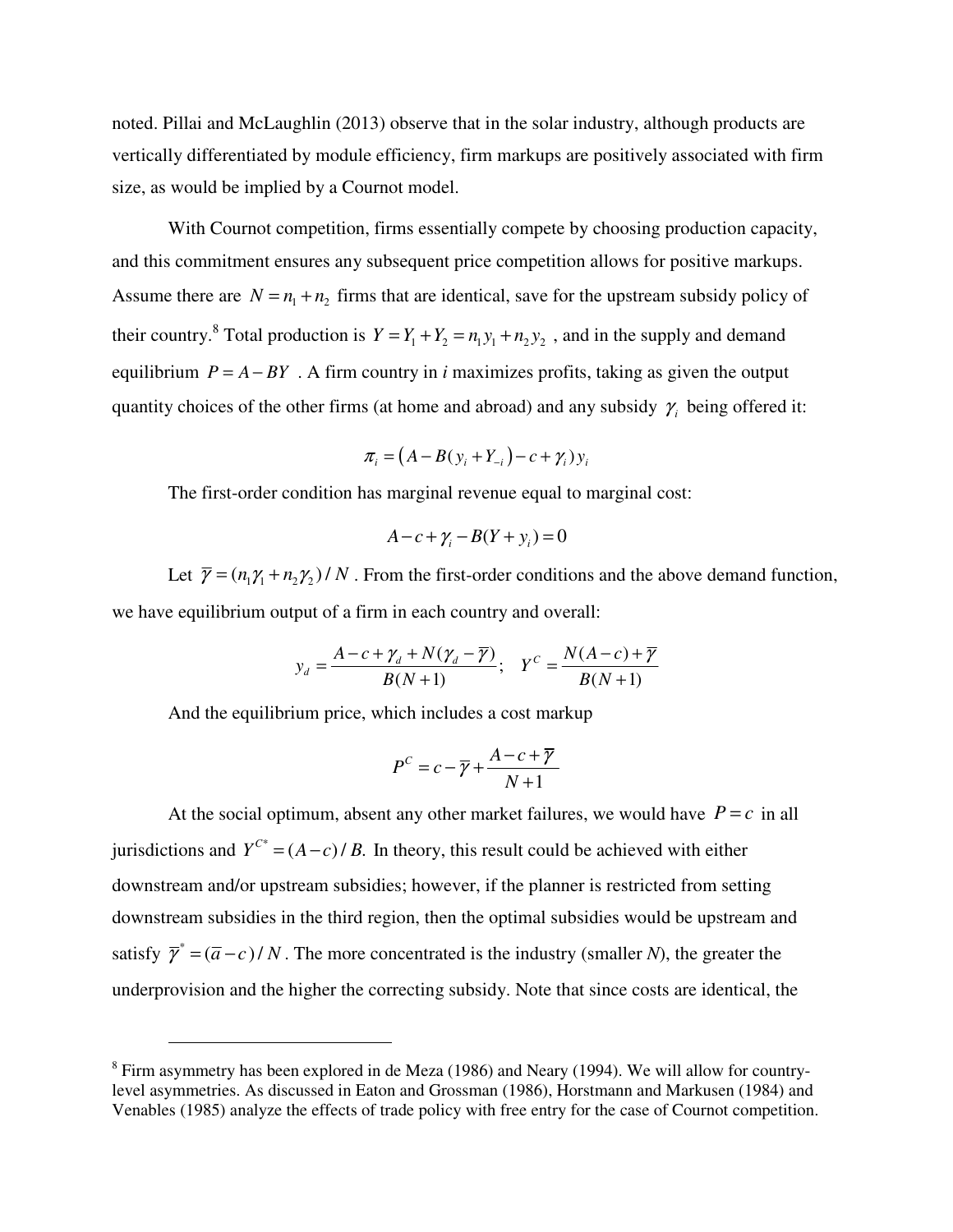noted. Pillai and McLaughlin (2013) observe that in the solar industry, although products are vertically differentiated by module efficiency, firm markups are positively associated with firm size, as would be implied by a Cournot model.

With Cournot competition, firms essentially compete by choosing production capacity, and this commitment ensures any subsequent price competition allows for positive markups. Assume there are $N = n_1 + n_2$ firms that are identical, save for the upstream subsidy policy of their country.[8] Total production is $Y = Y_1 + Y_2 = n_1 y_1 + n_2 y_2$ , and in the supply and demand equilibrium $P = A - BY$ . A firm country in *i* maximizes profits, taking as given the output quantity choices of the other firms (at home and abroad) and any subsidy $\gamma_i$ being offered it:

$$\pi_i = \left(A - B(y_i + Y_{-i}) - c + \gamma_i\right) y_i$$

The first-order condition has marginal revenue equal to marginal cost:

$$A - c + \gamma_i - B(Y + y_i) = 0$$

Let $\overline{\gamma} = (n_1\gamma_1 + n_2\gamma_2)/N$ . From the first-order conditions and the above demand function, we have equilibrium output of a firm in each country and overall:

$$y_d = \frac{A - c + \gamma_d + N(\gamma_d - \overline{\gamma})}{B(N+1)}; \quad Y^C = \frac{N(A-c) + \overline{\gamma}}{B(N+1)}$$

And the equilibrium price, which includes a cost markup

$$P^C = c - \overline{\gamma} + \frac{A - c + \overline{\gamma}}{N+1}$$

At the social optimum, absent any other market failures, we would have $P = c$ in all jurisdictions and $Y^{C*} = (A-c)/B.$ In theory, this result could be achieved with either downstream and/or upstream subsidies; however, if the planner is restricted from setting downstream subsidies in the third region, then the optimal subsidies would be upstream and satisfy $\overline{\gamma}^* = (\overline{a} - c)/N$ . The more concentrated is the industry (smaller *N*), the greater the underprovision and the higher the correcting subsidy. Note that since costs are identical, the

---

[8] Firm asymmetry has been explored in de Meza (1986) and Neary (1994). We will allow for country-level asymmetries. As discussed in Eaton and Grossman (1986), Horstmann and Markusen (1984) and Venables (1985) analyze the effects of trade policy with free entry for the case of Cournot competition.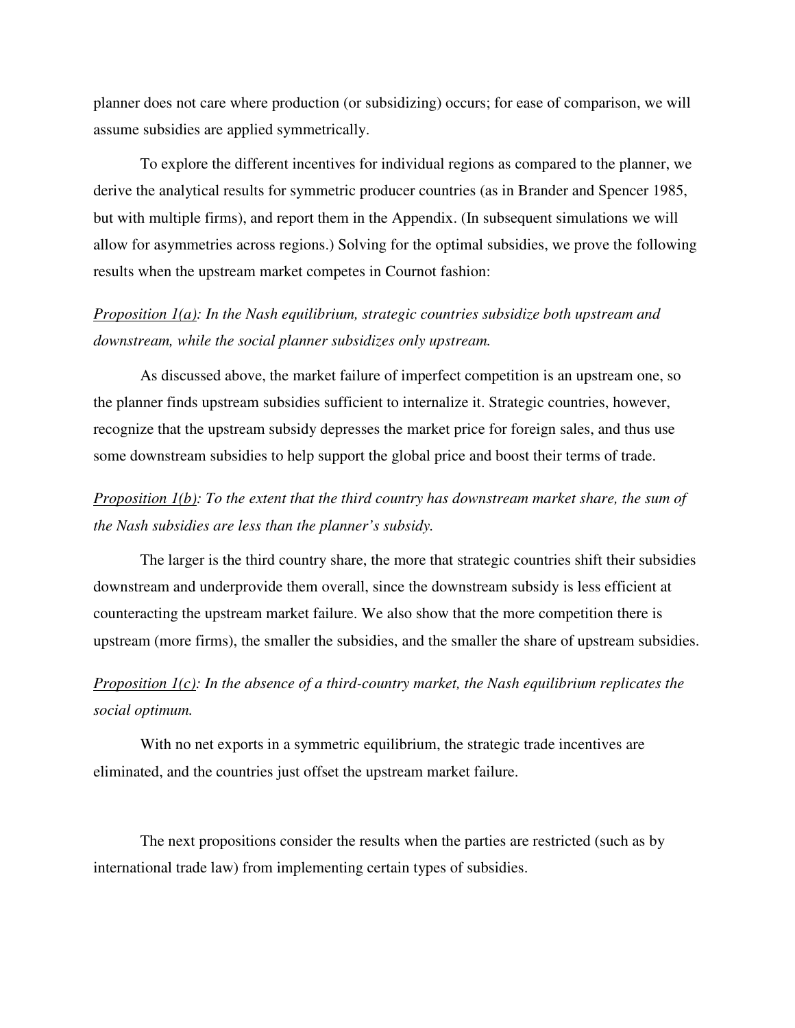planner does not care where production (or subsidizing) occurs; for ease of comparison, we will assume subsidies are applied symmetrically.

To explore the different incentives for individual regions as compared to the planner, we derive the analytical results for symmetric producer countries (as in Brander and Spencer 1985, but with multiple firms), and report them in the Appendix. (In subsequent simulations we will allow for asymmetries across regions.) Solving for the optimal subsidies, we prove the following results when the upstream market competes in Cournot fashion:

*Proposition 1(a): In the Nash equilibrium, strategic countries subsidize both upstream and downstream, while the social planner subsidizes only upstream.*

As discussed above, the market failure of imperfect competition is an upstream one, so the planner finds upstream subsidies sufficient to internalize it. Strategic countries, however, recognize that the upstream subsidy depresses the market price for foreign sales, and thus use some downstream subsidies to help support the global price and boost their terms of trade.

*Proposition 1(b): To the extent that the third country has downstream market share, the sum of the Nash subsidies are less than the planner's subsidy.*

The larger is the third country share, the more that strategic countries shift their subsidies downstream and underprovide them overall, since the downstream subsidy is less efficient at counteracting the upstream market failure. We also show that the more competition there is upstream (more firms), the smaller the subsidies, and the smaller the share of upstream subsidies.

*Proposition 1(c): In the absence of a third-country market, the Nash equilibrium replicates the social optimum.*

With no net exports in a symmetric equilibrium, the strategic trade incentives are eliminated, and the countries just offset the upstream market failure.

The next propositions consider the results when the parties are restricted (such as by international trade law) from implementing certain types of subsidies.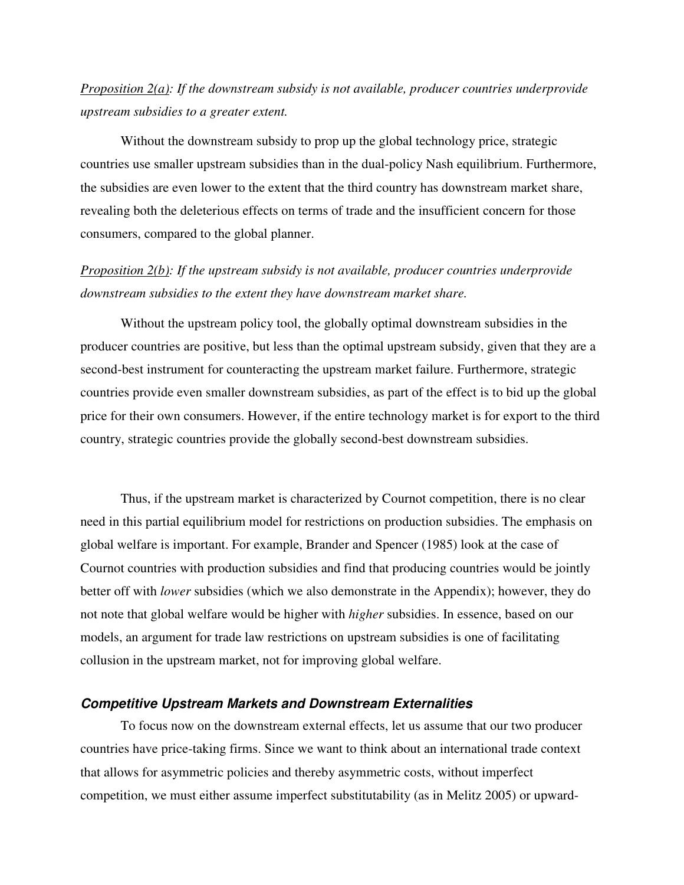_Proposition 2(a)_: *If the downstream subsidy is not available, producer countries underprovide upstream subsidies to a greater extent.*

Without the downstream subsidy to prop up the global technology price, strategic countries use smaller upstream subsidies than in the dual-policy Nash equilibrium. Furthermore, the subsidies are even lower to the extent that the third country has downstream market share, revealing both the deleterious effects on terms of trade and the insufficient concern for those consumers, compared to the global planner.

_Proposition 2(b)_: *If the upstream subsidy is not available, producer countries underprovide downstream subsidies to the extent they have downstream market share.*

Without the upstream policy tool, the globally optimal downstream subsidies in the producer countries are positive, but less than the optimal upstream subsidy, given that they are a second-best instrument for counteracting the upstream market failure. Furthermore, strategic countries provide even smaller downstream subsidies, as part of the effect is to bid up the global price for their own consumers. However, if the entire technology market is for export to the third country, strategic countries provide the globally second-best downstream subsidies.

Thus, if the upstream market is characterized by Cournot competition, there is no clear need in this partial equilibrium model for restrictions on production subsidies. The emphasis on global welfare is important. For example, Brander and Spencer (1985) look at the case of Cournot countries with production subsidies and find that producing countries would be jointly better off with *lower* subsidies (which we also demonstrate in the Appendix); however, they do not note that global welfare would be higher with *higher* subsidies. In essence, based on our models, an argument for trade law restrictions on upstream subsidies is one of facilitating collusion in the upstream market, not for improving global welfare.

### ***Competitive Upstream Markets and Downstream Externalities***

To focus now on the downstream external effects, let us assume that our two producer countries have price-taking firms. Since we want to think about an international trade context that allows for asymmetric policies and thereby asymmetric costs, without imperfect competition, we must either assume imperfect substitutability (as in Melitz 2005) or upward-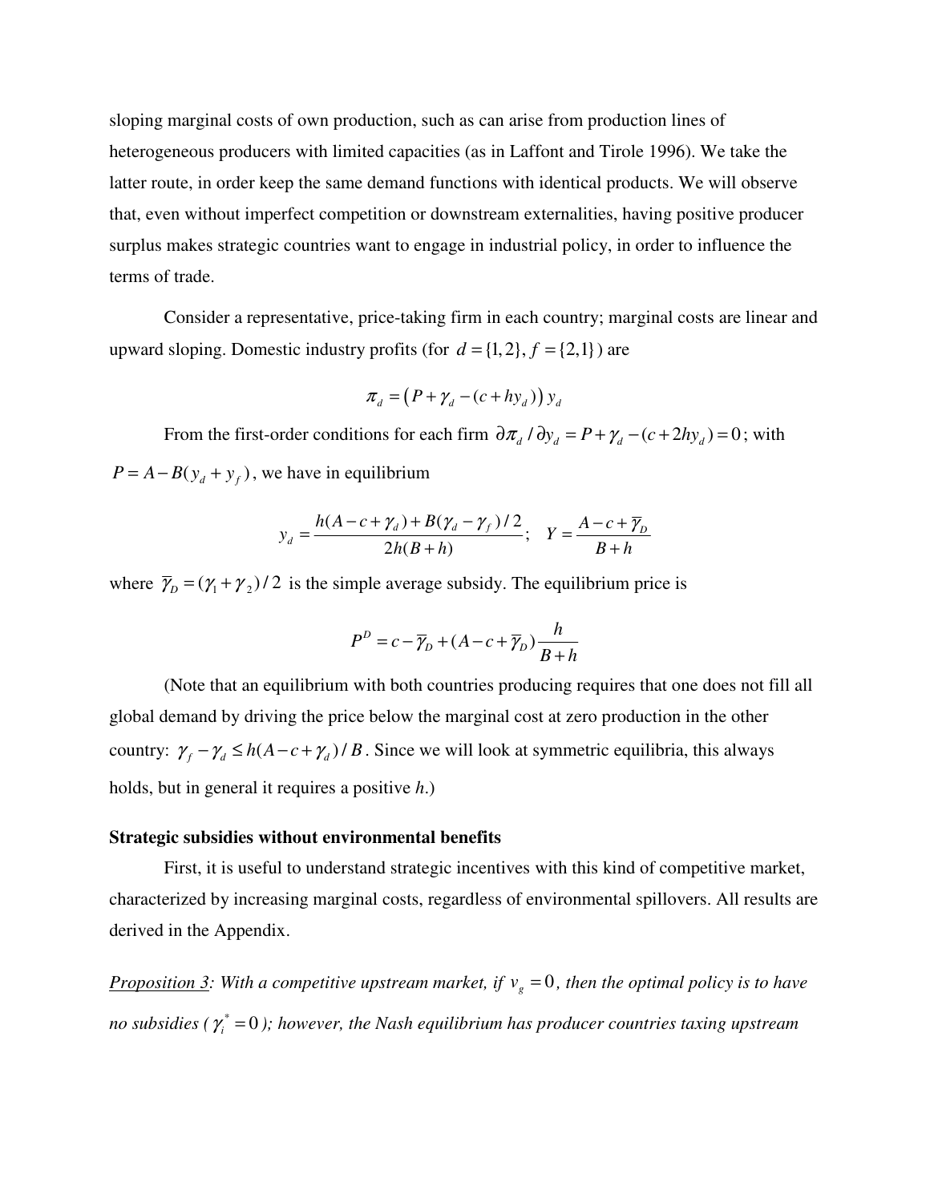sloping marginal costs of own production, such as can arise from production lines of heterogeneous producers with limited capacities (as in Laffont and Tirole 1996). We take the latter route, in order keep the same demand functions with identical products. We will observe that, even without imperfect competition or downstream externalities, having positive producer surplus makes strategic countries want to engage in industrial policy, in order to influence the terms of trade.

Consider a representative, price-taking firm in each country; marginal costs are linear and upward sloping. Domestic industry profits (for $d = \{1,2\}, f = \{2,1\}$) are

$$\pi_d = \left(P + \gamma_d - (c + hy_d)\right) y_d$$

From the first-order conditions for each firm $\partial \pi_d / \partial y_d = P + \gamma_d - (c + 2hy_d) = 0$; with $P = A - B(y_d + y_f)$, we have in equilibrium

$$y_d = \frac{h(A - c + \gamma_d) + B(\gamma_d - \gamma_f)/2}{2h(B+h)}; \quad Y = \frac{A - c + \overline{\gamma}_D}{B+h}$$

where $\overline{\gamma}_D = (\gamma_1 + \gamma_2)/2$ is the simple average subsidy. The equilibrium price is

$$P^D = c - \overline{\gamma}_D + (A - c + \overline{\gamma}_D)\frac{h}{B+h}$$

(Note that an equilibrium with both countries producing requires that one does not fill all global demand by driving the price below the marginal cost at zero production in the other country: $\gamma_f - \gamma_d \leq h(A - c + \gamma_d)/B$. Since we will look at symmetric equilibria, this always holds, but in general it requires a positive $h$.)

**Strategic subsidies without environmental benefits**

First, it is useful to understand strategic incentives with this kind of competitive market, characterized by increasing marginal costs, regardless of environmental spillovers. All results are derived in the Appendix.

*<u>Proposition 3</u>: With a competitive upstream market, if $v_g = 0$, then the optimal policy is to have no subsidies ($\gamma_i^* = 0$); however, the Nash equilibrium has producer countries taxing upstream*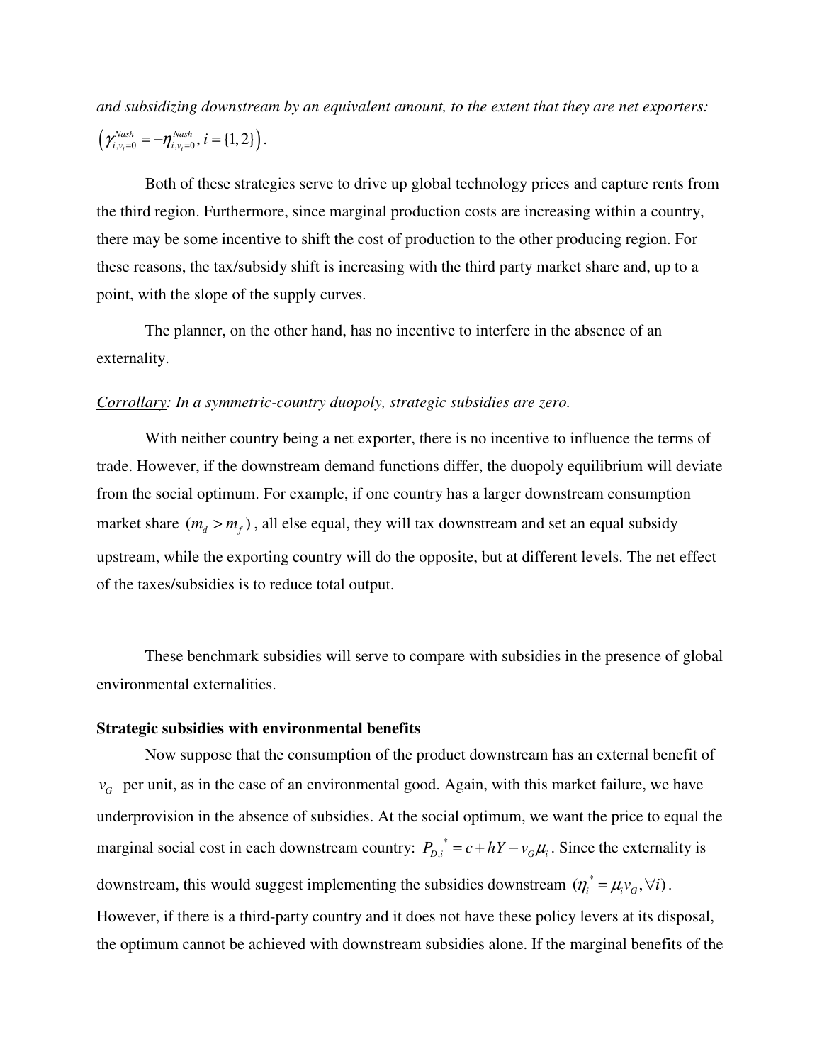*and subsidizing downstream by an equivalent amount, to the extent that they are net exporters:* $\left(\gamma_{i,v_i=0}^{Nash} = -\eta_{i,v_i=0}^{Nash}, i = \{1,2\}\right)$.

Both of these strategies serve to drive up global technology prices and capture rents from the third region. Furthermore, since marginal production costs are increasing within a country, there may be some incentive to shift the cost of production to the other producing region. For these reasons, the tax/subsidy shift is increasing with the third party market share and, up to a point, with the slope of the supply curves.

The planner, on the other hand, has no incentive to interfere in the absence of an externality.

*Corrollary: In a symmetric-country duopoly, strategic subsidies are zero.*

With neither country being a net exporter, there is no incentive to influence the terms of trade. However, if the downstream demand functions differ, the duopoly equilibrium will deviate from the social optimum. For example, if one country has a larger downstream consumption market share $(m_d > m_f)$, all else equal, they will tax downstream and set an equal subsidy upstream, while the exporting country will do the opposite, but at different levels. The net effect of the taxes/subsidies is to reduce total output.

These benchmark subsidies will serve to compare with subsidies in the presence of global environmental externalities.

**Strategic subsidies with environmental benefits**

Now suppose that the consumption of the product downstream has an external benefit of $v_G$ per unit, as in the case of an environmental good. Again, with this market failure, we have underprovision in the absence of subsidies. At the social optimum, we want the price to equal the marginal social cost in each downstream country: $P_{D,i}^{\ *} = c + hY - v_G\mu_i$. Since the externality is downstream, this would suggest implementing the subsidies downstream $(\eta_i^* = \mu_i v_G, \forall i)$. However, if there is a third-party country and it does not have these policy levers at its disposal, the optimum cannot be achieved with downstream subsidies alone. If the marginal benefits of the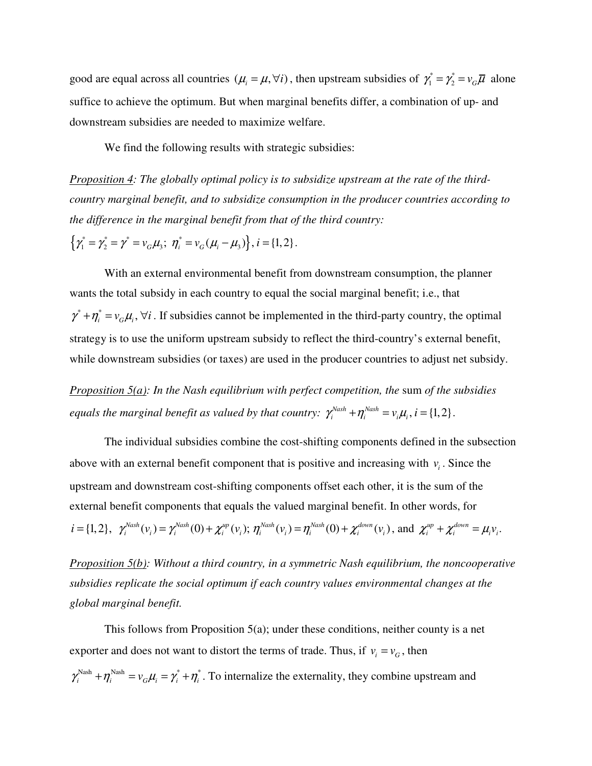good are equal across all countries $(\mu_i = \mu, \forall i)$, then upstream subsidies of $\gamma_1^* = \gamma_2^* = v_G \overline{\mu}$ alone suffice to achieve the optimum. But when marginal benefits differ, a combination of up- and downstream subsidies are needed to maximize welfare.

We find the following results with strategic subsidies:

*<u>Proposition 4</u>: The globally optimal policy is to subsidize upstream at the rate of the third-country marginal benefit, and to subsidize consumption in the producer countries according to the difference in the marginal benefit from that of the third country:*

$\left\{ \gamma_1^* = \gamma_2^* = \gamma^* = v_G \mu_3;\ \eta_i^* = v_G(\mu_i - \mu_3) \right\}, i = \{1,2\}$.

With an external environmental benefit from downstream consumption, the planner wants the total subsidy in each country to equal the social marginal benefit; i.e., that $\gamma^* + \eta_i^* = v_G \mu_i, \forall i$. If subsidies cannot be implemented in the third-party country, the optimal strategy is to use the uniform upstream subsidy to reflect the third-country's external benefit, while downstream subsidies (or taxes) are used in the producer countries to adjust net subsidy.

*<u>Proposition 5(a)</u>: In the Nash equilibrium with perfect competition, the* sum *of the subsidies equals the marginal benefit as valued by that country:* $\gamma_i^{Nash} + \eta_i^{Nash} = v_i \mu_i, i = \{1,2\}$.

The individual subsidies combine the cost-shifting components defined in the subsection above with an external benefit component that is positive and increasing with $v_i$. Since the upstream and downstream cost-shifting components offset each other, it is the sum of the external benefit components that equals the valued marginal benefit. In other words, for $i = \{1,2\}$, $\gamma_i^{Nash}(v_i) = \gamma_i^{Nash}(0) + \chi_i^{up}(v_i)$; $\eta_i^{Nash}(v_i) = \eta_i^{Nash}(0) + \chi_i^{down}(v_i)$, and $\chi_i^{up} + \chi_i^{down} = \mu_i v_i$.

*<u>Proposition 5(b)</u>: Without a third country, in a symmetric Nash equilibrium, the noncooperative subsidies replicate the social optimum if each country values environmental changes at the global marginal benefit.*

This follows from Proposition 5(a); under these conditions, neither county is a net exporter and does not want to distort the terms of trade. Thus, if $v_i = v_G$, then $\gamma_i^{\text{Nash}} + \eta_i^{\text{Nash}} = v_G \mu_i = \gamma_i^* + \eta_i^*$. To internalize the externality, they combine upstream and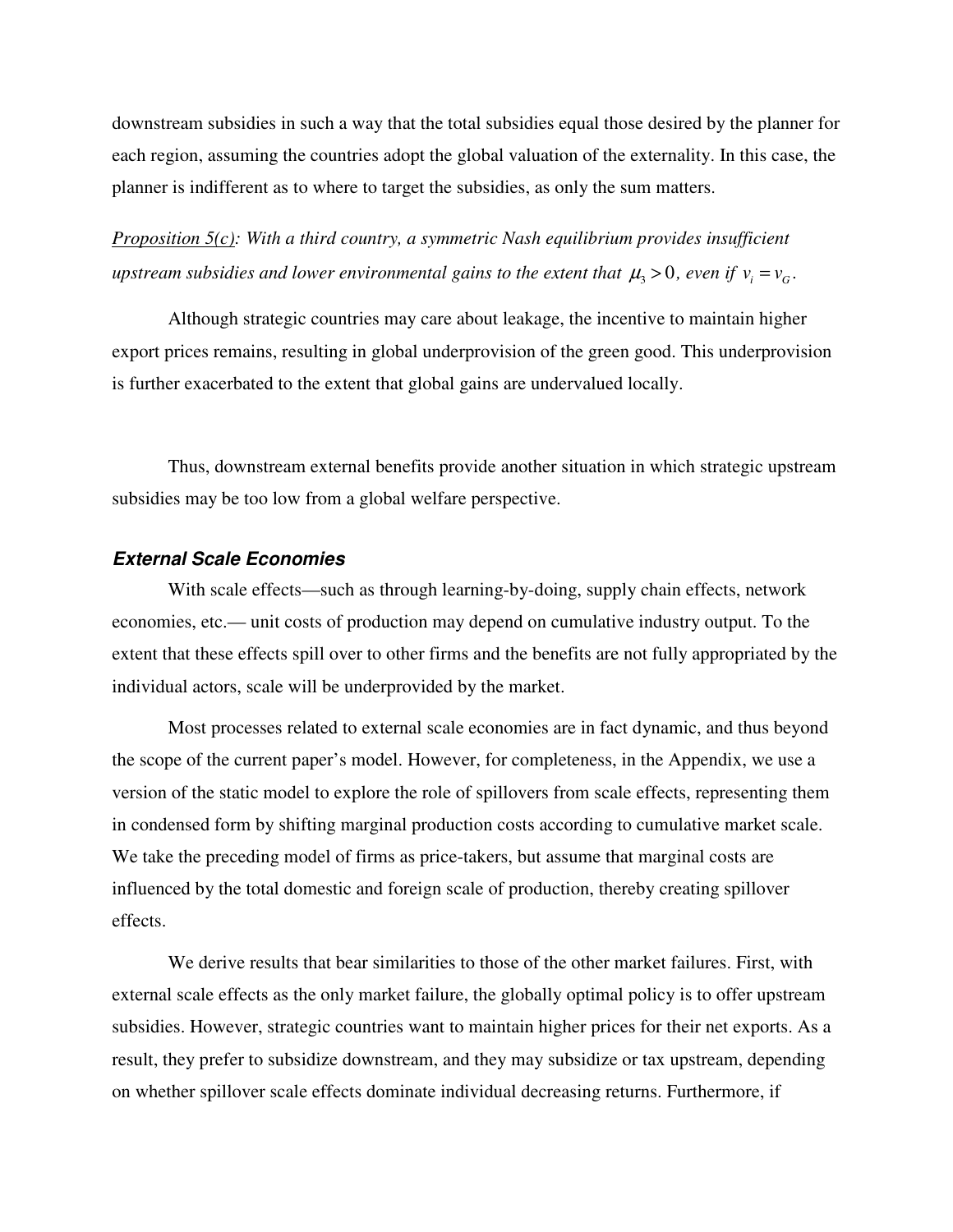downstream subsidies in such a way that the total subsidies equal those desired by the planner for each region, assuming the countries adopt the global valuation of the externality. In this case, the planner is indifferent as to where to target the subsidies, as only the sum matters.

*<u>Proposition 5(c)</u>: With a third country, a symmetric Nash equilibrium provides insufficient upstream subsidies and lower environmental gains to the extent that $\mu_3 > 0$, even if $v_i = v_G$.*

Although strategic countries may care about leakage, the incentive to maintain higher export prices remains, resulting in global underprovision of the green good. This underprovision is further exacerbated to the extent that global gains are undervalued locally.

Thus, downstream external benefits provide another situation in which strategic upstream subsidies may be too low from a global welfare perspective.

### *External Scale Economies*

With scale effects—such as through learning-by-doing, supply chain effects, network economies, etc.— unit costs of production may depend on cumulative industry output. To the extent that these effects spill over to other firms and the benefits are not fully appropriated by the individual actors, scale will be underprovided by the market.

Most processes related to external scale economies are in fact dynamic, and thus beyond the scope of the current paper's model. However, for completeness, in the Appendix, we use a version of the static model to explore the role of spillovers from scale effects, representing them in condensed form by shifting marginal production costs according to cumulative market scale. We take the preceding model of firms as price-takers, but assume that marginal costs are influenced by the total domestic and foreign scale of production, thereby creating spillover effects.

We derive results that bear similarities to those of the other market failures. First, with external scale effects as the only market failure, the globally optimal policy is to offer upstream subsidies. However, strategic countries want to maintain higher prices for their net exports. As a result, they prefer to subsidize downstream, and they may subsidize or tax upstream, depending on whether spillover scale effects dominate individual decreasing returns. Furthermore, if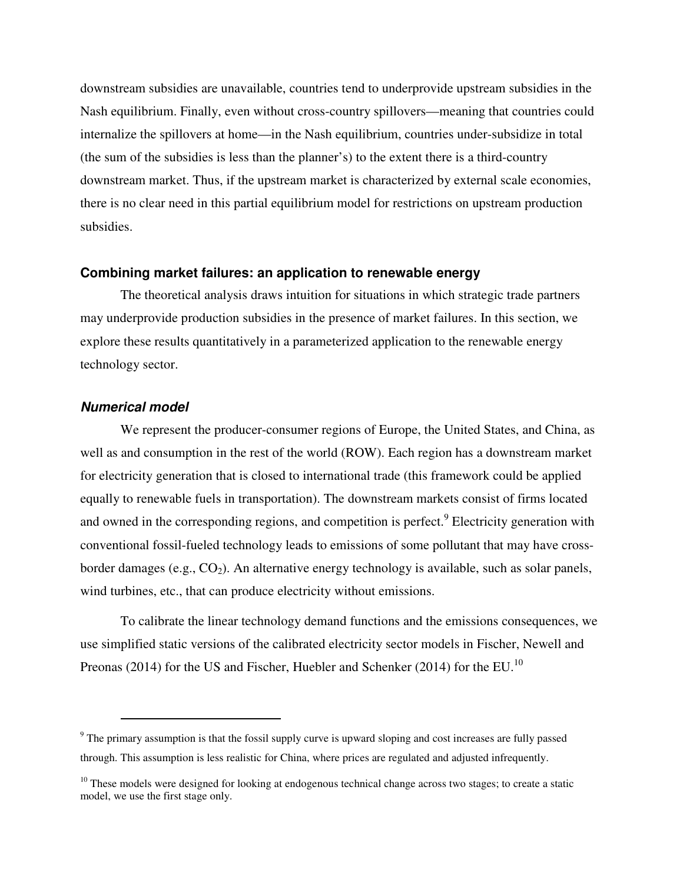downstream subsidies are unavailable, countries tend to underprovide upstream subsidies in the Nash equilibrium. Finally, even without cross-country spillovers—meaning that countries could internalize the spillovers at home—in the Nash equilibrium, countries under-subsidize in total (the sum of the subsidies is less than the planner's) to the extent there is a third-country downstream market. Thus, if the upstream market is characterized by external scale economies, there is no clear need in this partial equilibrium model for restrictions on upstream production subsidies.

## Combining market failures: an application to renewable energy

The theoretical analysis draws intuition for situations in which strategic trade partners may underprovide production subsidies in the presence of market failures. In this section, we explore these results quantitatively in a parameterized application to the renewable energy technology sector.

### *Numerical model*

We represent the producer-consumer regions of Europe, the United States, and China, as well as and consumption in the rest of the world (ROW). Each region has a downstream market for electricity generation that is closed to international trade (this framework could be applied equally to renewable fuels in transportation). The downstream markets consist of firms located and owned in the corresponding regions, and competition is perfect.[9] Electricity generation with conventional fossil-fueled technology leads to emissions of some pollutant that may have cross-border damages (e.g., $CO_2$). An alternative energy technology is available, such as solar panels, wind turbines, etc., that can produce electricity without emissions.

To calibrate the linear technology demand functions and the emissions consequences, we use simplified static versions of the calibrated electricity sector models in Fischer, Newell and Preonas (2014) for the US and Fischer, Huebler and Schenker (2014) for the EU.[10]

---

[9] The primary assumption is that the fossil supply curve is upward sloping and cost increases are fully passed through. This assumption is less realistic for China, where prices are regulated and adjusted infrequently.

[10] These models were designed for looking at endogenous technical change across two stages; to create a static model, we use the first stage only.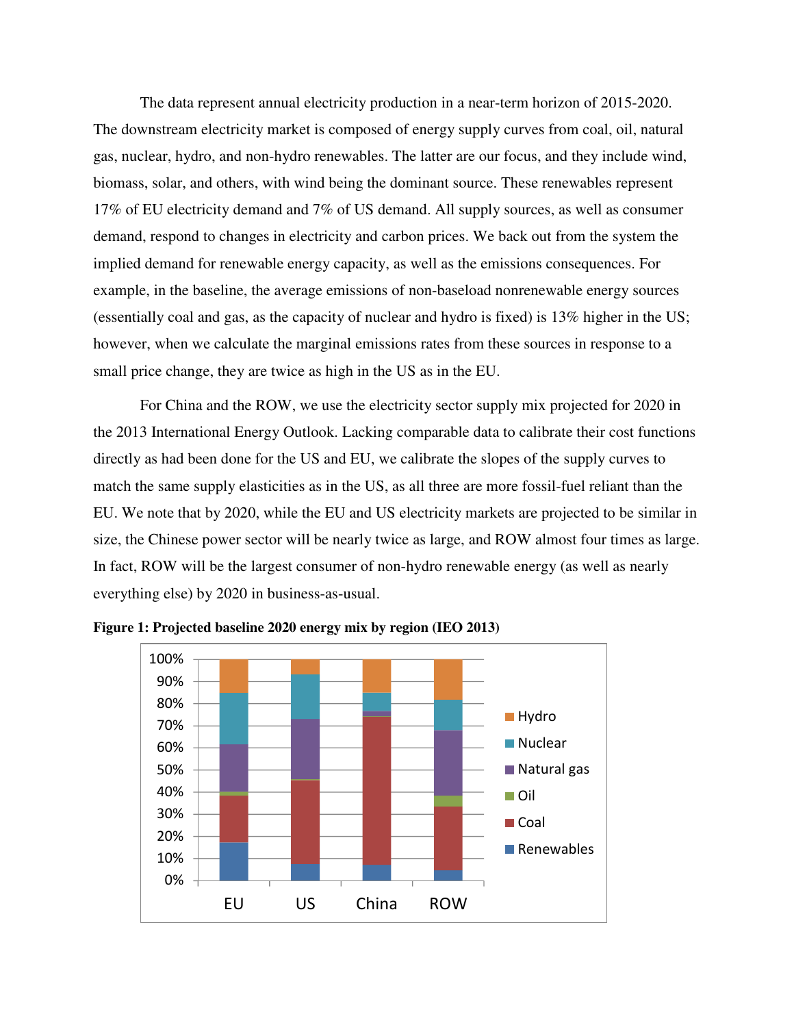The data represent annual electricity production in a near-term horizon of 2015-2020. The downstream electricity market is composed of energy supply curves from coal, oil, natural gas, nuclear, hydro, and non-hydro renewables. The latter are our focus, and they include wind, biomass, solar, and others, with wind being the dominant source. These renewables represent 17% of EU electricity demand and 7% of US demand. All supply sources, as well as consumer demand, respond to changes in electricity and carbon prices. We back out from the system the implied demand for renewable energy capacity, as well as the emissions consequences. For example, in the baseline, the average emissions of non-baseload nonrenewable energy sources (essentially coal and gas, as the capacity of nuclear and hydro is fixed) is 13% higher in the US; however, when we calculate the marginal emissions rates from these sources in response to a small price change, they are twice as high in the US as in the EU.

For China and the ROW, we use the electricity sector supply mix projected for 2020 in the 2013 International Energy Outlook. Lacking comparable data to calibrate their cost functions directly as had been done for the US and EU, we calibrate the slopes of the supply curves to match the same supply elasticities as in the US, as all three are more fossil-fuel reliant than the EU. We note that by 2020, while the EU and US electricity markets are projected to be similar in size, the Chinese power sector will be nearly twice as large, and ROW almost four times as large. In fact, ROW will be the largest consumer of non-hydro renewable energy (as well as nearly everything else) by 2020 in business-as-usual.

**Figure 1: Projected baseline 2020 energy mix by region (IEO 2013)**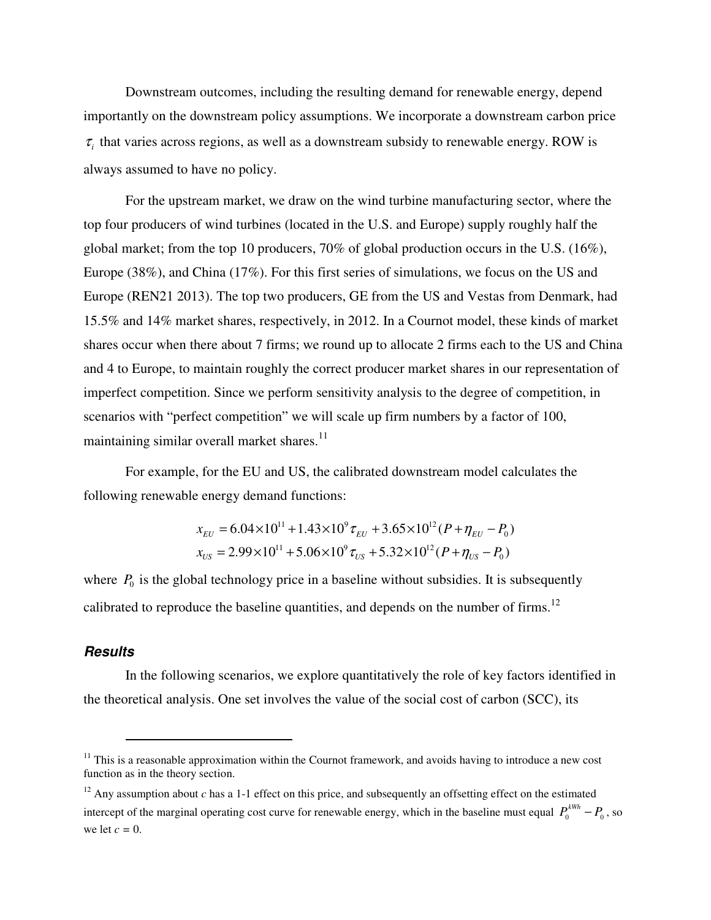Downstream outcomes, including the resulting demand for renewable energy, depend importantly on the downstream policy assumptions. We incorporate a downstream carbon price $\tau_i$ that varies across regions, as well as a downstream subsidy to renewable energy. ROW is always assumed to have no policy.

For the upstream market, we draw on the wind turbine manufacturing sector, where the top four producers of wind turbines (located in the U.S. and Europe) supply roughly half the global market; from the top 10 producers, 70% of global production occurs in the U.S. (16%), Europe (38%), and China (17%). For this first series of simulations, we focus on the US and Europe (REN21 2013). The top two producers, GE from the US and Vestas from Denmark, had 15.5% and 14% market shares, respectively, in 2012. In a Cournot model, these kinds of market shares occur when there about 7 firms; we round up to allocate 2 firms each to the US and China and 4 to Europe, to maintain roughly the correct producer market shares in our representation of imperfect competition. Since we perform sensitivity analysis to the degree of competition, in scenarios with "perfect competition" we will scale up firm numbers by a factor of 100, maintaining similar overall market shares.[11]

For example, for the EU and US, the calibrated downstream model calculates the following renewable energy demand functions:

$$x_{EU} = 6.04\times10^{11} + 1.43\times10^{9}\tau_{EU} + 3.65\times10^{12}(P + \eta_{EU} - P_0)$$
$$x_{US} = 2.99\times10^{11} + 5.06\times10^{9}\tau_{US} + 5.32\times10^{12}(P + \eta_{US} - P_0)$$

where $P_0$ is the global technology price in a baseline without subsidies. It is subsequently calibrated to reproduce the baseline quantities, and depends on the number of firms.[12]

### Results

In the following scenarios, we explore quantitatively the role of key factors identified in the theoretical analysis. One set involves the value of the social cost of carbon (SCC), its

---

[11] This is a reasonable approximation within the Cournot framework, and avoids having to introduce a new cost function as in the theory section.

[12] Any assumption about $c$ has a 1-1 effect on this price, and subsequently an offsetting effect on the estimated intercept of the marginal operating cost curve for renewable energy, which in the baseline must equal $P_0^{kWh} - P_0$, so we let $c = 0$.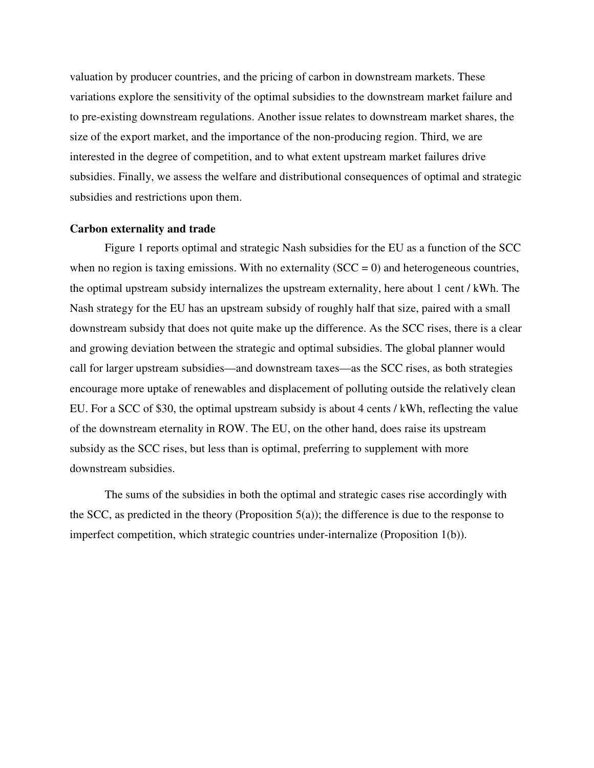valuation by producer countries, and the pricing of carbon in downstream markets. These variations explore the sensitivity of the optimal subsidies to the downstream market failure and to pre-existing downstream regulations. Another issue relates to downstream market shares, the size of the export market, and the importance of the non-producing region. Third, we are interested in the degree of competition, and to what extent upstream market failures drive subsidies. Finally, we assess the welfare and distributional consequences of optimal and strategic subsidies and restrictions upon them.

**Carbon externality and trade**

Figure 1 reports optimal and strategic Nash subsidies for the EU as a function of the SCC when no region is taxing emissions. With no externality (SCC = 0) and heterogeneous countries, the optimal upstream subsidy internalizes the upstream externality, here about 1 cent / kWh. The Nash strategy for the EU has an upstream subsidy of roughly half that size, paired with a small downstream subsidy that does not quite make up the difference. As the SCC rises, there is a clear and growing deviation between the strategic and optimal subsidies. The global planner would call for larger upstream subsidies—and downstream taxes—as the SCC rises, as both strategies encourage more uptake of renewables and displacement of polluting outside the relatively clean EU. For a SCC of $30, the optimal upstream subsidy is about 4 cents / kWh, reflecting the value of the downstream eternality in ROW. The EU, on the other hand, does raise its upstream subsidy as the SCC rises, but less than is optimal, preferring to supplement with more downstream subsidies.

The sums of the subsidies in both the optimal and strategic cases rise accordingly with the SCC, as predicted in the theory (Proposition 5(a)); the difference is due to the response to imperfect competition, which strategic countries under-internalize (Proposition 1(b)).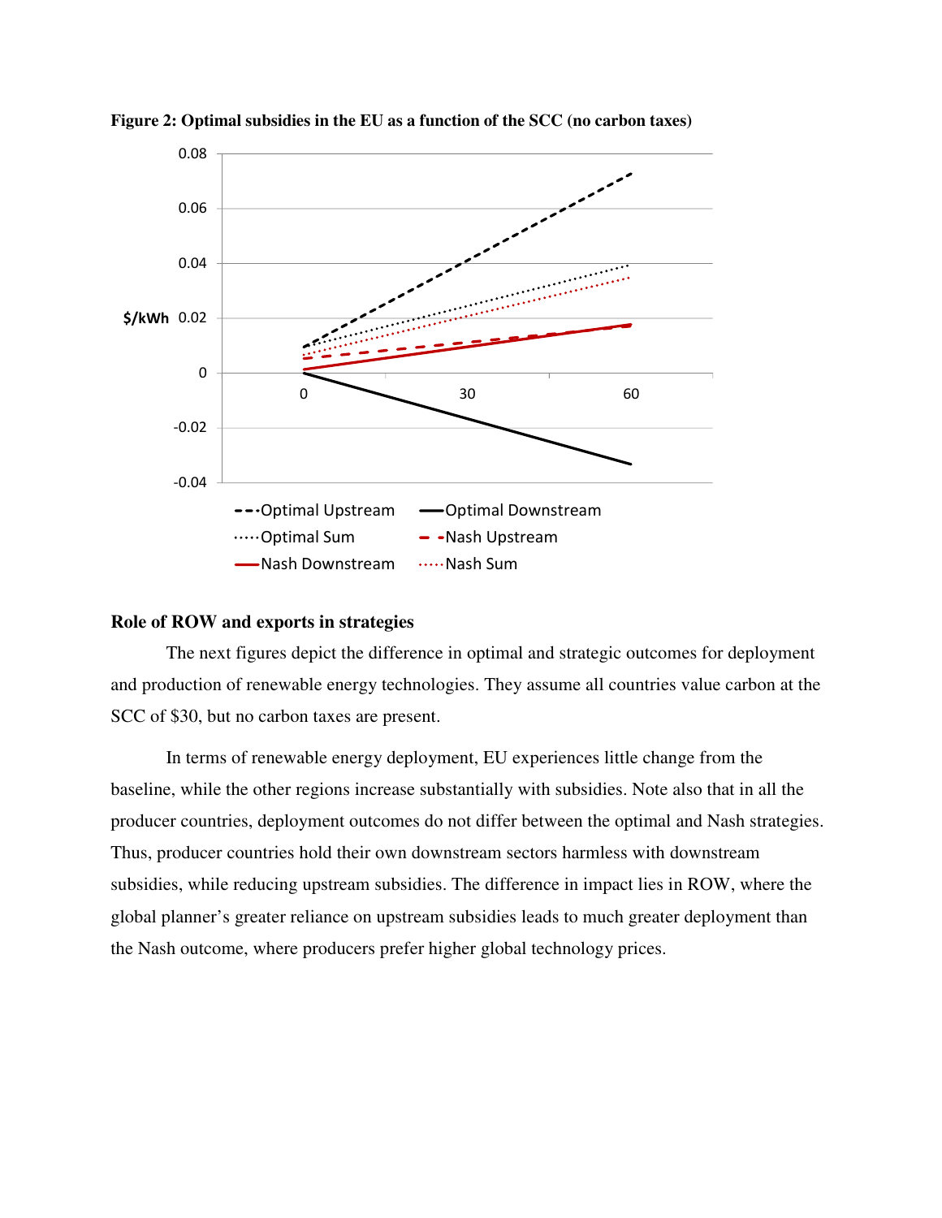**Figure 2: Optimal subsidies in the EU as a function of the SCC (no carbon taxes)**

### Role of ROW and exports in strategies

The next figures depict the difference in optimal and strategic outcomes for deployment and production of renewable energy technologies. They assume all countries value carbon at the SCC of \$30, but no carbon taxes are present.

In terms of renewable energy deployment, EU experiences little change from the baseline, while the other regions increase substantially with subsidies. Note also that in all the producer countries, deployment outcomes do not differ between the optimal and Nash strategies. Thus, producer countries hold their own downstream sectors harmless with downstream subsidies, while reducing upstream subsidies. The difference in impact lies in ROW, where the global planner's greater reliance on upstream subsidies leads to much greater deployment than the Nash outcome, where producers prefer higher global technology prices.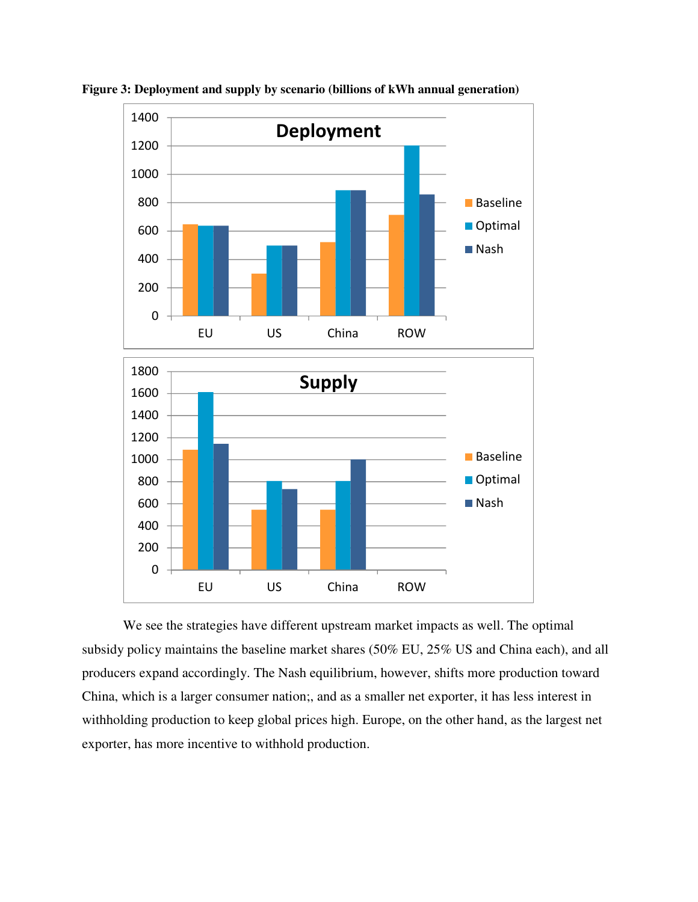**Figure 3: Deployment and supply by scenario (billions of kWh annual generation)**

We see the strategies have different upstream market impacts as well. The optimal subsidy policy maintains the baseline market shares (50% EU, 25% US and China each), and all producers expand accordingly. The Nash equilibrium, however, shifts more production toward China, which is a larger consumer nation;, and as a smaller net exporter, it has less interest in withholding production to keep global prices high. Europe, on the other hand, as the largest net exporter, has more incentive to withhold production.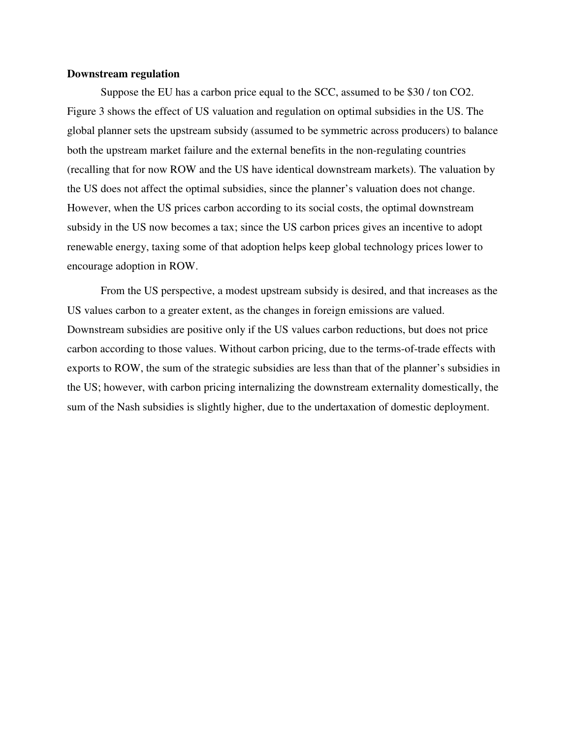**Downstream regulation**

Suppose the EU has a carbon price equal to the SCC, assumed to be $30 / ton CO2. Figure 3 shows the effect of US valuation and regulation on optimal subsidies in the US. The global planner sets the upstream subsidy (assumed to be symmetric across producers) to balance both the upstream market failure and the external benefits in the non-regulating countries (recalling that for now ROW and the US have identical downstream markets). The valuation by the US does not affect the optimal subsidies, since the planner's valuation does not change. However, when the US prices carbon according to its social costs, the optimal downstream subsidy in the US now becomes a tax; since the US carbon prices gives an incentive to adopt renewable energy, taxing some of that adoption helps keep global technology prices lower to encourage adoption in ROW.

From the US perspective, a modest upstream subsidy is desired, and that increases as the US values carbon to a greater extent, as the changes in foreign emissions are valued. Downstream subsidies are positive only if the US values carbon reductions, but does not price carbon according to those values. Without carbon pricing, due to the terms-of-trade effects with exports to ROW, the sum of the strategic subsidies are less than that of the planner's subsidies in the US; however, with carbon pricing internalizing the downstream externality domestically, the sum of the Nash subsidies is slightly higher, due to the undertaxation of domestic deployment.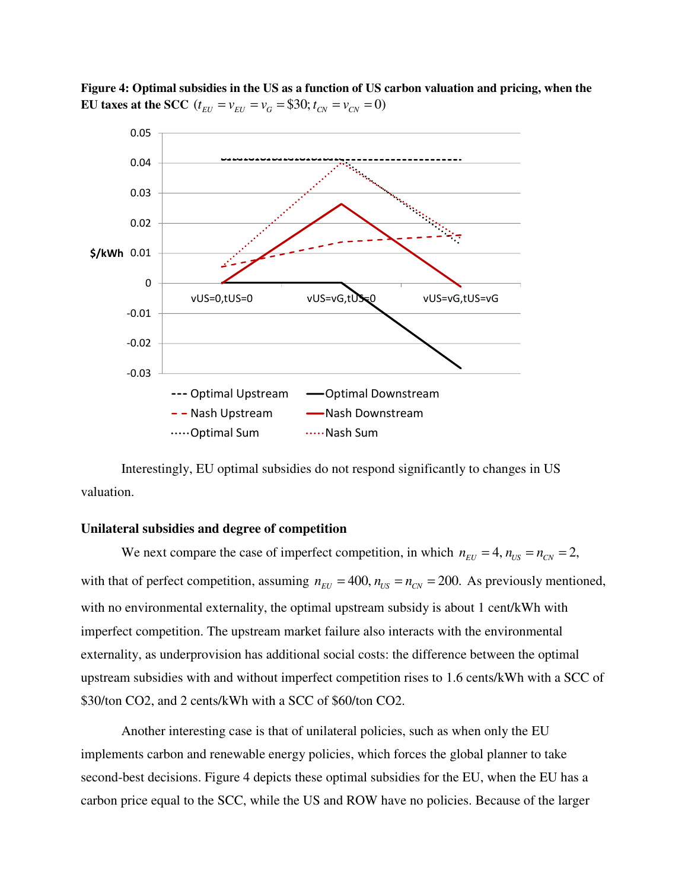**Figure 4: Optimal subsidies in the US as a function of US carbon valuation and pricing, when the EU taxes at the SCC** $(t_{EU} = v_{EU} = v_G = \$30; t_{CN} = v_{CN} = 0)$

Interestingly, EU optimal subsidies do not respond significantly to changes in US valuation.

**Unilateral subsidies and degree of competition**

We next compare the case of imperfect competition, in which $n_{EU} = 4, n_{US} = n_{CN} = 2,$ with that of perfect competition, assuming $n_{EU} = 400, n_{US} = n_{CN} = 200.$ As previously mentioned, with no environmental externality, the optimal upstream subsidy is about 1 cent/kWh with imperfect competition. The upstream market failure also interacts with the environmental externality, as underprovision has additional social costs: the difference between the optimal upstream subsidies with and without imperfect competition rises to 1.6 cents/kWh with a SCC of \$30/ton CO2, and 2 cents/kWh with a SCC of \$60/ton CO2.

Another interesting case is that of unilateral policies, such as when only the EU implements carbon and renewable energy policies, which forces the global planner to take second-best decisions. Figure 4 depicts these optimal subsidies for the EU, when the EU has a carbon price equal to the SCC, while the US and ROW have no policies. Because of the larger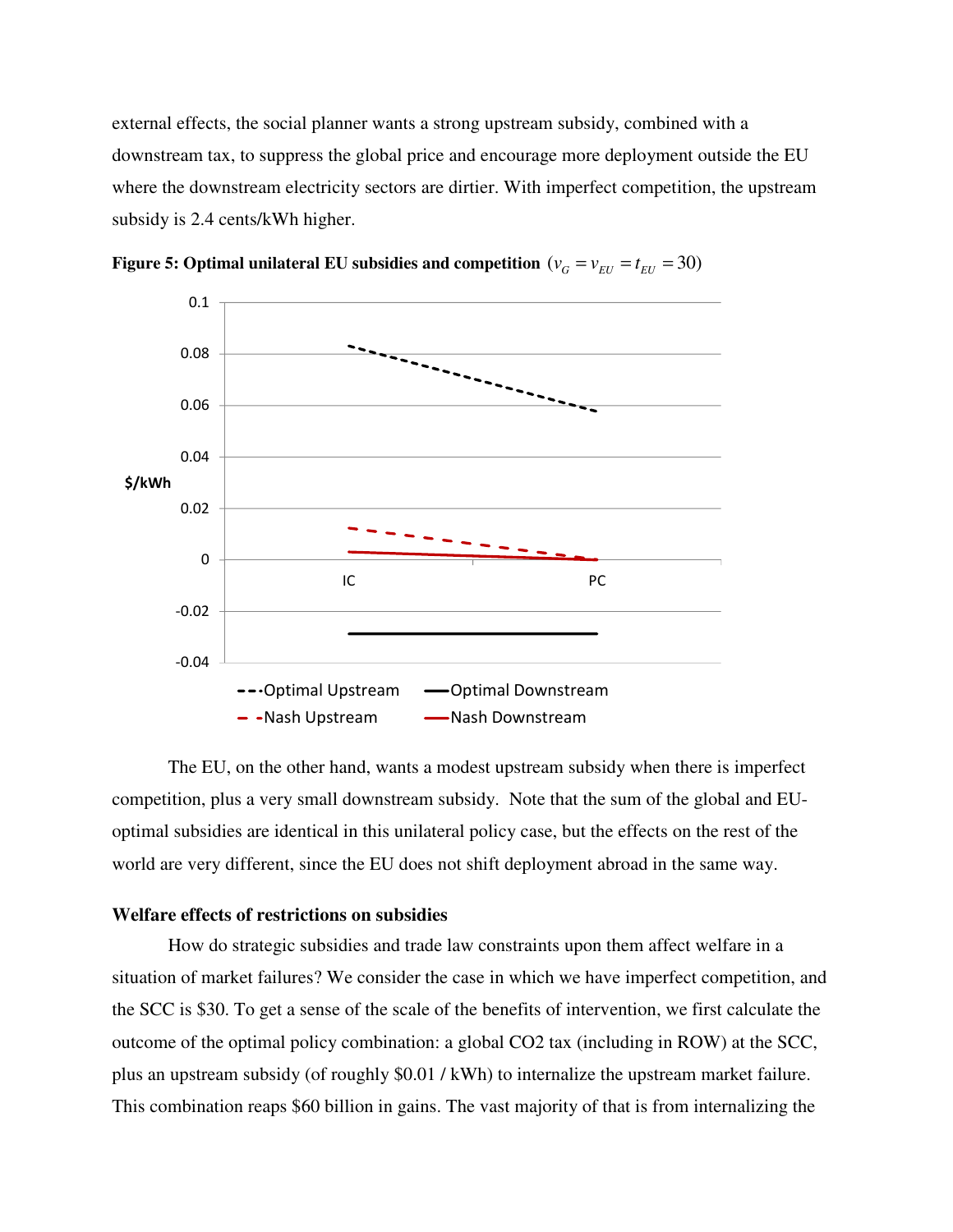external effects, the social planner wants a strong upstream subsidy, combined with a downstream tax, to suppress the global price and encourage more deployment outside the EU where the downstream electricity sectors are dirtier. With imperfect competition, the upstream subsidy is 2.4 cents/kWh higher.

**Figure 5: Optimal unilateral EU subsidies and competition** $(v_G = v_{EU} = t_{EU} = 30)$

The EU, on the other hand, wants a modest upstream subsidy when there is imperfect competition, plus a very small downstream subsidy. Note that the sum of the global and EU-optimal subsidies are identical in this unilateral policy case, but the effects on the rest of the world are very different, since the EU does not shift deployment abroad in the same way.

### Welfare effects of restrictions on subsidies

How do strategic subsidies and trade law constraints upon them affect welfare in a situation of market failures? We consider the case in which we have imperfect competition, and the SCC is $30. To get a sense of the scale of the benefits of intervention, we first calculate the outcome of the optimal policy combination: a global $CO_2$ tax (including in ROW) at the SCC, plus an upstream subsidy (of roughly $0.01 / kWh) to internalize the upstream market failure. This combination reaps $60 billion in gains. The vast majority of that is from internalizing the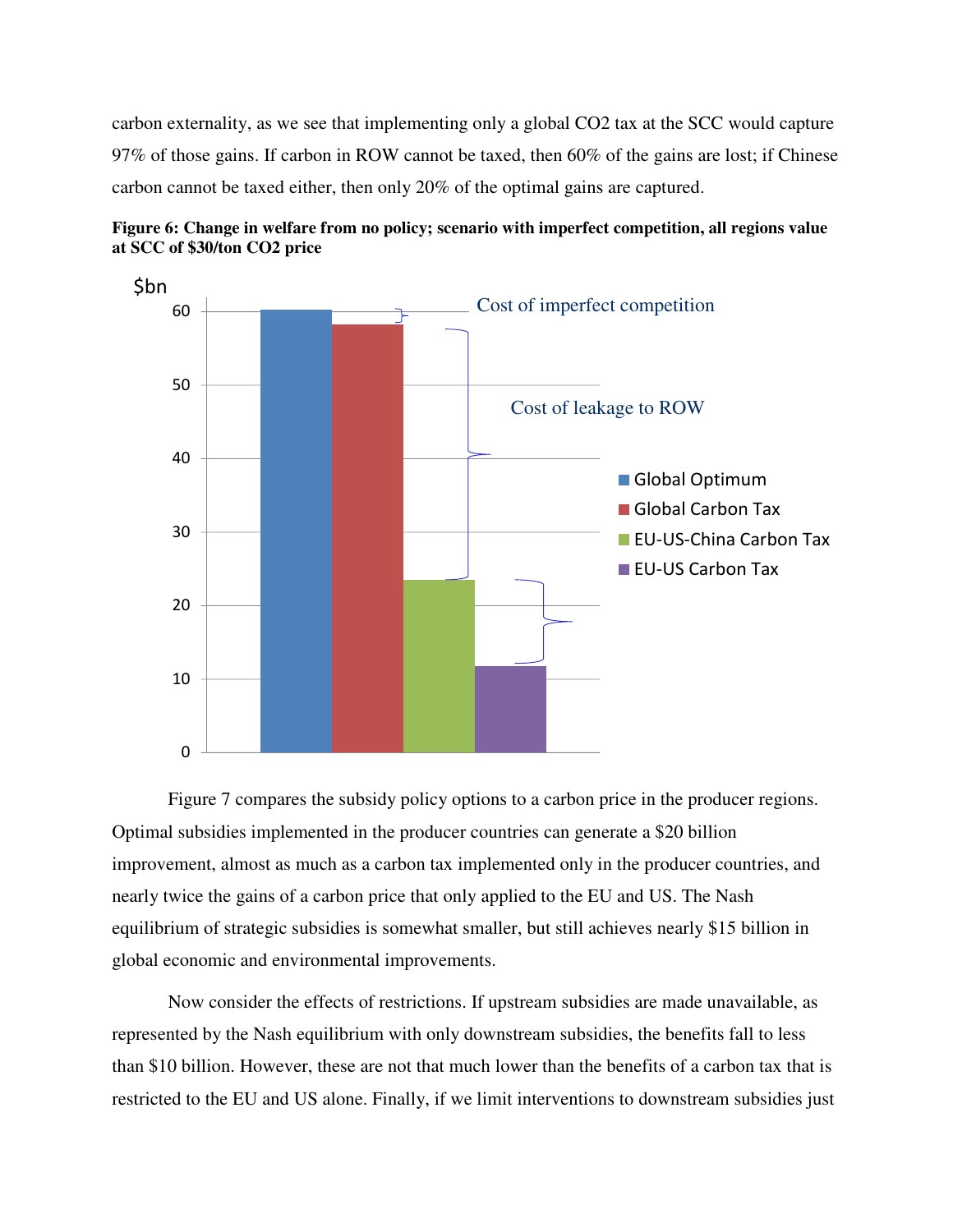carbon externality, as we see that implementing only a global $CO_2$ tax at the SCC would capture 97% of those gains. If carbon in ROW cannot be taxed, then 60% of the gains are lost; if Chinese carbon cannot be taxed either, then only 20% of the optimal gains are captured.

**Figure 6: Change in welfare from no policy; scenario with imperfect competition, all regions value at SCC of \$30/ton CO2 price**

Now consider the effects of restrictions. If upstream subsidies are made unavailable, as represented by the Nash equilibrium with only downstream subsidies, the benefits fall to less than \$10 billion. However, these are not that much lower than the benefits of a carbon tax that is restricted to the EU and US alone. Finally, if we limit interventions to downstream subsidies just

carbon externality, as we see that implementing only a global $CO_2$ tax at the SCC would capture 97% of those gains. If carbon in ROW cannot be taxed, then 60% of the gains are lost; if Chinese carbon cannot be taxed either, then only 20% of the optimal gains are captured.

**Figure 6: Change in welfare from no policy; scenario with imperfect competition, all regions value at SCC of \$30/ton CO2 price**

Figure 7 compares the subsidy policy options to a carbon price in the producer regions. Optimal subsidies implemented in the producer countries can generate a \$20 billion improvement, almost as much as a carbon tax implemented only in the producer countries, and nearly twice the gains of a carbon price that only applied to the EU and US. The Nash equilibrium of strategic subsidies is somewhat smaller, but still achieves nearly \$15 billion in global economic and environmental improvements.

Now consider the effects of restrictions. If upstream subsidies are made unavailable, as represented by the Nash equilibrium with only downstream subsidies, the benefits fall to less than \$10 billion. However, these are not that much lower than the benefits of a carbon tax that is restricted to the EU and US alone. Finally, if we limit interventions to downstream subsidies just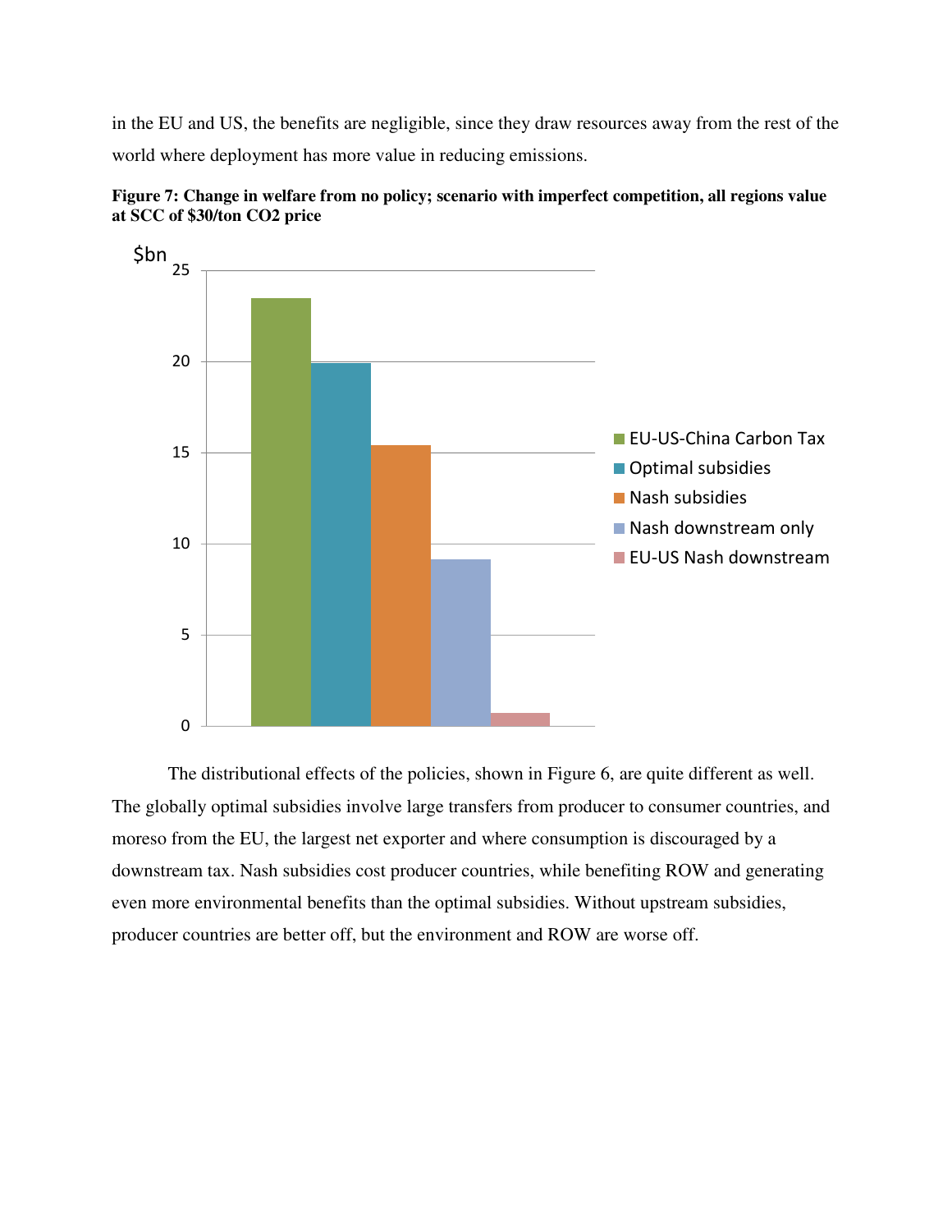in the EU and US, the benefits are negligible, since they draw resources away from the rest of the world where deployment has more value in reducing emissions.

**Figure 7: Change in welfare from no policy; scenario with imperfect competition, all regions value at SCC of $30/ton CO2 price**

The distributional effects of the policies, shown in Figure 6, are quite different as well. The globally optimal subsidies involve large transfers from producer to consumer countries, and moreso from the EU, the largest net exporter and where consumption is discouraged by a downstream tax. Nash subsidies cost producer countries, while benefiting ROW and generating even more environmental benefits than the optimal subsidies. Without upstream subsidies, producer countries are better off, but the environment and ROW are worse off.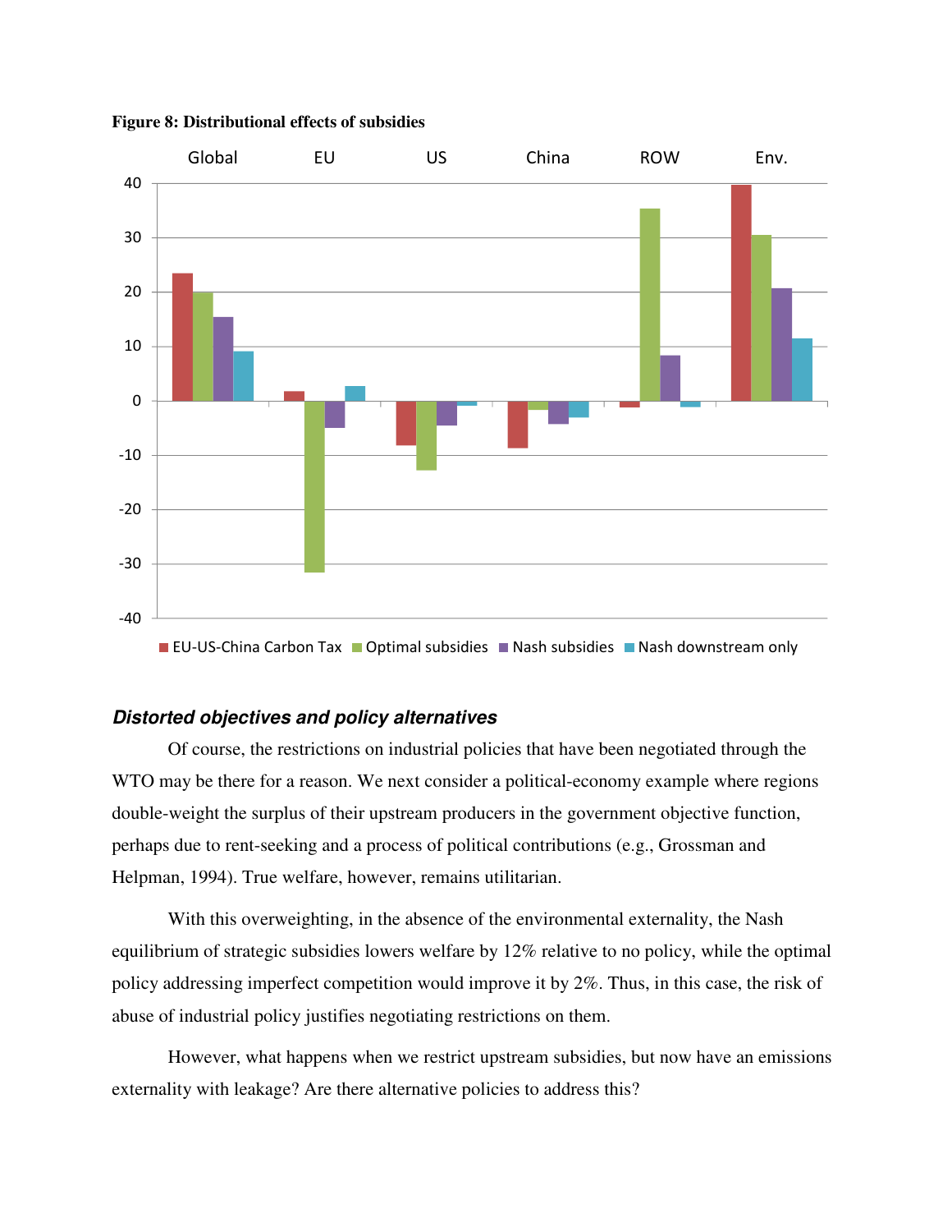**Figure 8: Distributional effects of subsidies**

### *Distorted objectives and policy alternatives*

Of course, the restrictions on industrial policies that have been negotiated through the WTO may be there for a reason. We next consider a political-economy example where regions double-weight the surplus of their upstream producers in the government objective function, perhaps due to rent-seeking and a process of political contributions (e.g., Grossman and Helpman, 1994). True welfare, however, remains utilitarian.

With this overweighting, in the absence of the environmental externality, the Nash equilibrium of strategic subsidies lowers welfare by 12% relative to no policy, while the optimal policy addressing imperfect competition would improve it by 2%. Thus, in this case, the risk of abuse of industrial policy justifies negotiating restrictions on them.

However, what happens when we restrict upstream subsidies, but now have an emissions externality with leakage? Are there alternative policies to address this?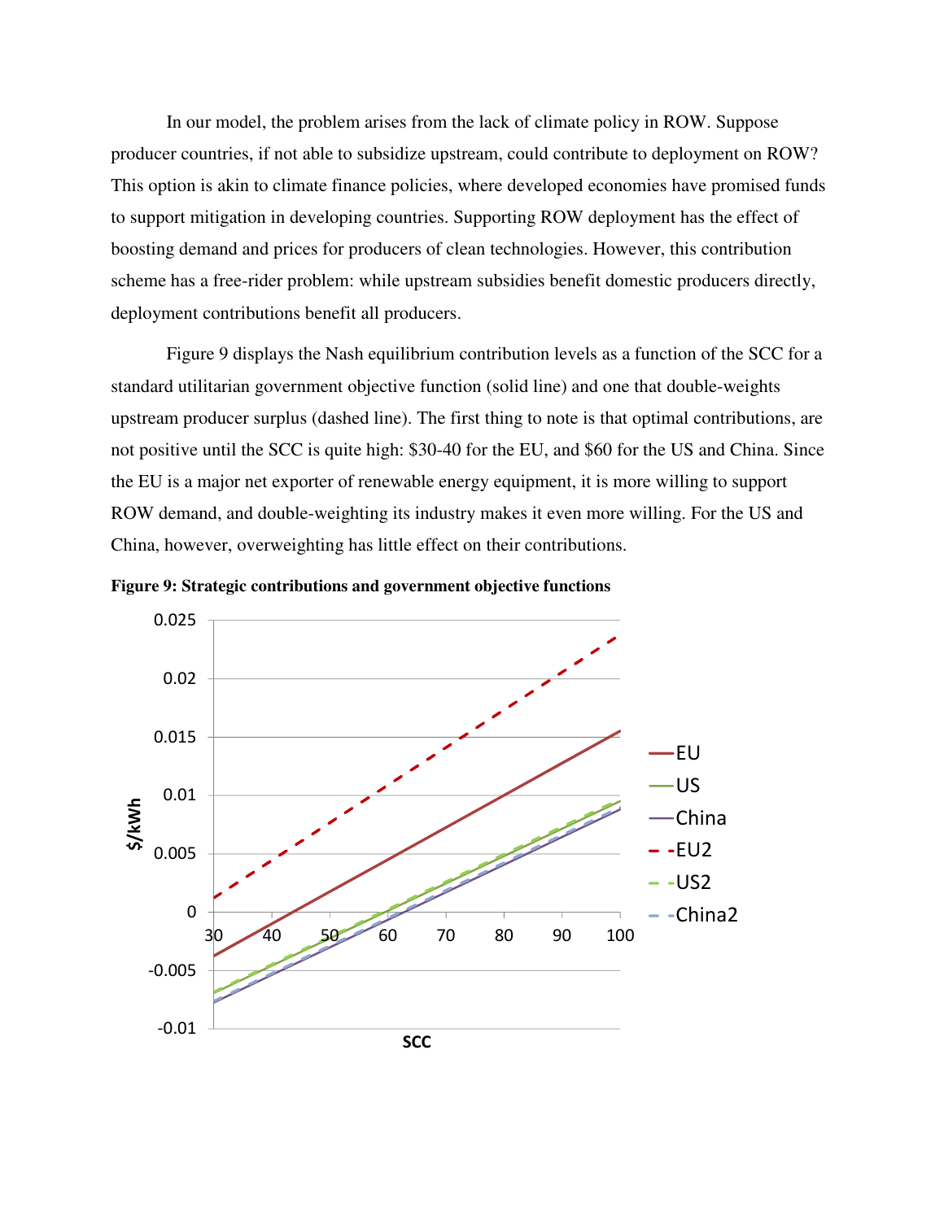In our model, the problem arises from the lack of climate policy in ROW. Suppose producer countries, if not able to subsidize upstream, could contribute to deployment on ROW? This option is akin to climate finance policies, where developed economies have promised funds to support mitigation in developing countries. Supporting ROW deployment has the effect of boosting demand and prices for producers of clean technologies. However, this contribution scheme has a free-rider problem: while upstream subsidies benefit domestic producers directly, deployment contributions benefit all producers.

Figure 9 displays the Nash equilibrium contribution levels as a function of the SCC for a standard utilitarian government objective function (solid line) and one that double-weights upstream producer surplus (dashed line). The first thing to note is that optimal contributions, are not positive until the SCC is quite high: $30-40 for the EU, and $60 for the US and China. Since the EU is a major net exporter of renewable energy equipment, it is more willing to support ROW demand, and double-weighting its industry makes it even more willing. For the US and China, however, overweighting has little effect on their contributions.

**Figure 9: Strategic contributions and government objective functions**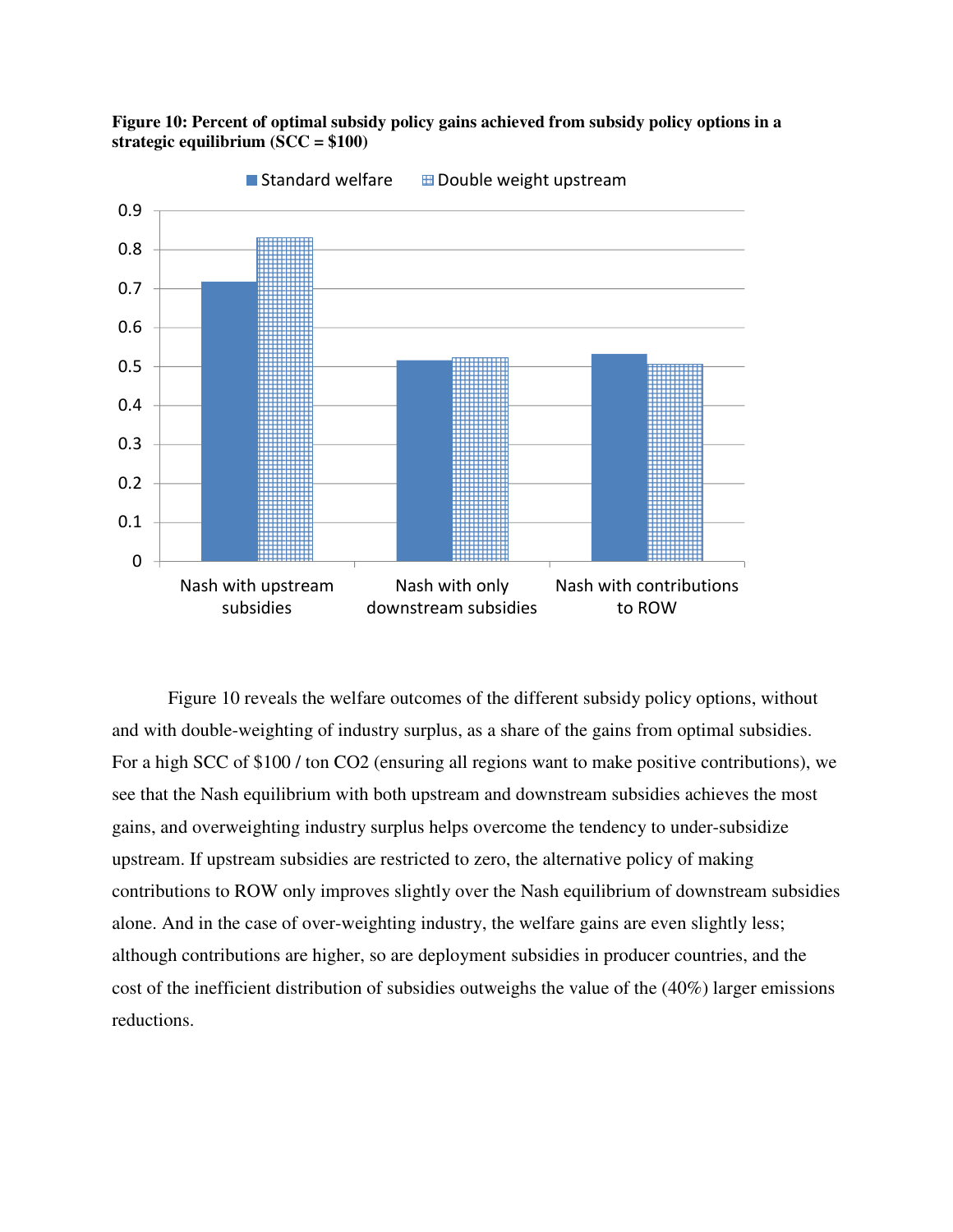**Figure 10: Percent of optimal subsidy policy gains achieved from subsidy policy options in a strategic equilibrium (SCC = $100)**

Figure 10 reveals the welfare outcomes of the different subsidy policy options, without and with double-weighting of industry surplus, as a share of the gains from optimal subsidies. For a high SCC of $100 / ton CO2 (ensuring all regions want to make positive contributions), we see that the Nash equilibrium with both upstream and downstream subsidies achieves the most gains, and overweighting industry surplus helps overcome the tendency to under-subsidize upstream. If upstream subsidies are restricted to zero, the alternative policy of making contributions to ROW only improves slightly over the Nash equilibrium of downstream subsidies alone. And in the case of over-weighting industry, the welfare gains are even slightly less; although contributions are higher, so are deployment subsidies in producer countries, and the cost of the inefficient distribution of subsidies outweighs the value of the (40%) larger emissions reductions.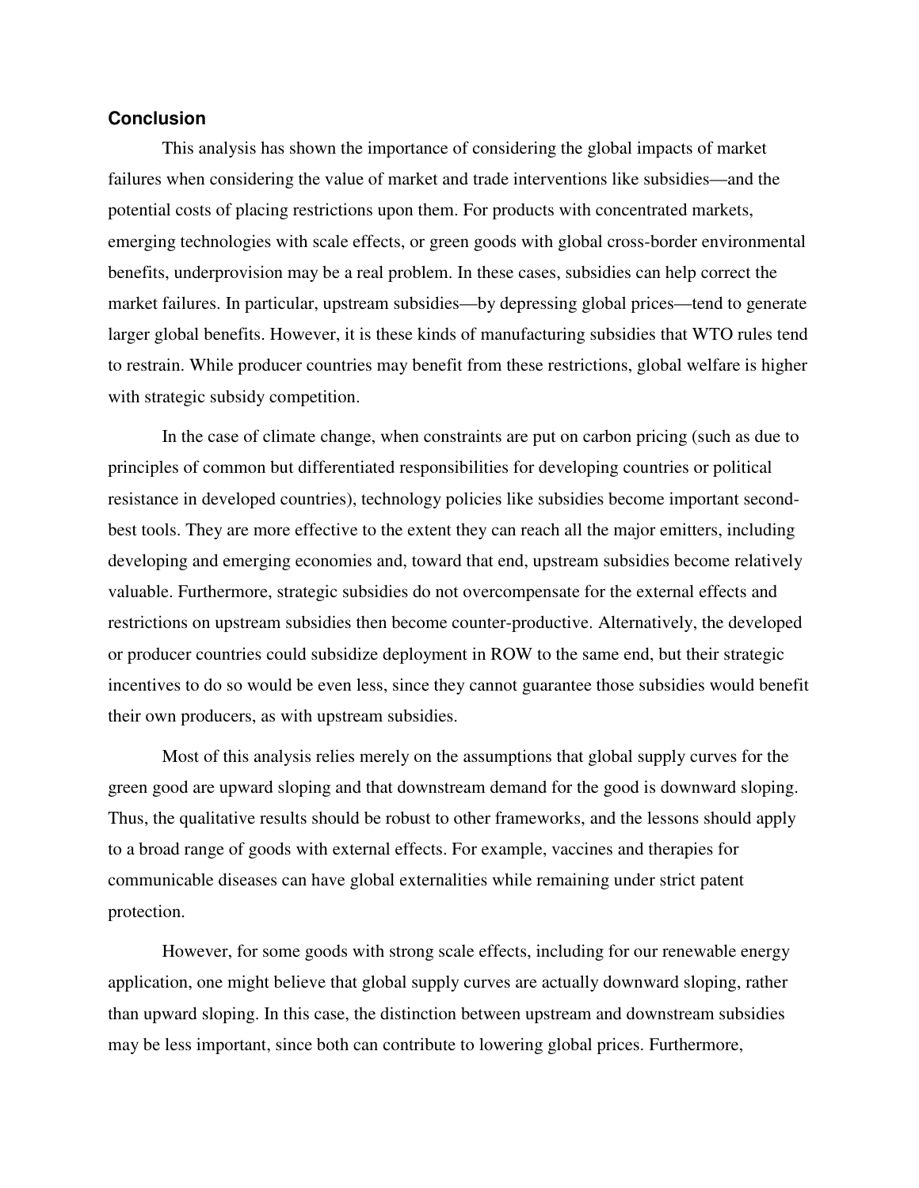## Conclusion

This analysis has shown the importance of considering the global impacts of market failures when considering the value of market and trade interventions like subsidies—and the potential costs of placing restrictions upon them. For products with concentrated markets, emerging technologies with scale effects, or green goods with global cross-border environmental benefits, underprovision may be a real problem. In these cases, subsidies can help correct the market failures. In particular, upstream subsidies—by depressing global prices—tend to generate larger global benefits. However, it is these kinds of manufacturing subsidies that WTO rules tend to restrain. While producer countries may benefit from these restrictions, global welfare is higher with strategic subsidy competition.

In the case of climate change, when constraints are put on carbon pricing (such as due to principles of common but differentiated responsibilities for developing countries or political resistance in developed countries), technology policies like subsidies become important second-best tools. They are more effective to the extent they can reach all the major emitters, including developing and emerging economies and, toward that end, upstream subsidies become relatively valuable. Furthermore, strategic subsidies do not overcompensate for the external effects and restrictions on upstream subsidies then become counter-productive. Alternatively, the developed or producer countries could subsidize deployment in ROW to the same end, but their strategic incentives to do so would be even less, since they cannot guarantee those subsidies would benefit their own producers, as with upstream subsidies.

Most of this analysis relies merely on the assumptions that global supply curves for the green good are upward sloping and that downstream demand for the good is downward sloping. Thus, the qualitative results should be robust to other frameworks, and the lessons should apply to a broad range of goods with external effects. For example, vaccines and therapies for communicable diseases can have global externalities while remaining under strict patent protection.

However, for some goods with strong scale effects, including for our renewable energy application, one might believe that global supply curves are actually downward sloping, rather than upward sloping. In this case, the distinction between upstream and downstream subsidies may be less important, since both can contribute to lowering global prices. Furthermore,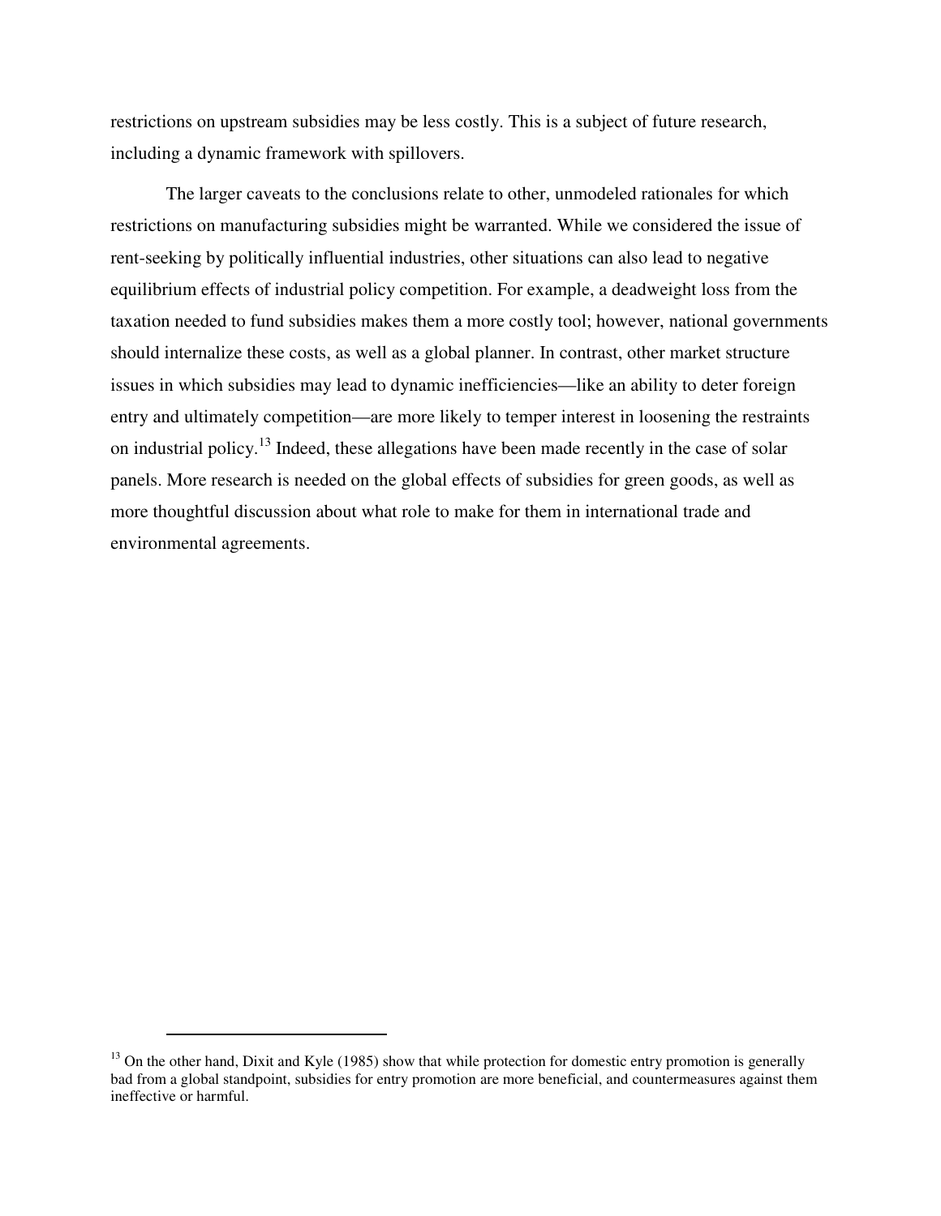restrictions on upstream subsidies may be less costly. This is a subject of future research, including a dynamic framework with spillovers.

The larger caveats to the conclusions relate to other, unmodeled rationales for which restrictions on manufacturing subsidies might be warranted. While we considered the issue of rent-seeking by politically influential industries, other situations can also lead to negative equilibrium effects of industrial policy competition. For example, a deadweight loss from the taxation needed to fund subsidies makes them a more costly tool; however, national governments should internalize these costs, as well as a global planner. In contrast, other market structure issues in which subsidies may lead to dynamic inefficiencies—like an ability to deter foreign entry and ultimately competition—are more likely to temper interest in loosening the restraints on industrial policy.[13] Indeed, these allegations have been made recently in the case of solar panels. More research is needed on the global effects of subsidies for green goods, as well as more thoughtful discussion about what role to make for them in international trade and environmental agreements.

---

[13] On the other hand, Dixit and Kyle (1985) show that while protection for domestic entry promotion is generally bad from a global standpoint, subsidies for entry promotion are more beneficial, and countermeasures against them ineffective or harmful.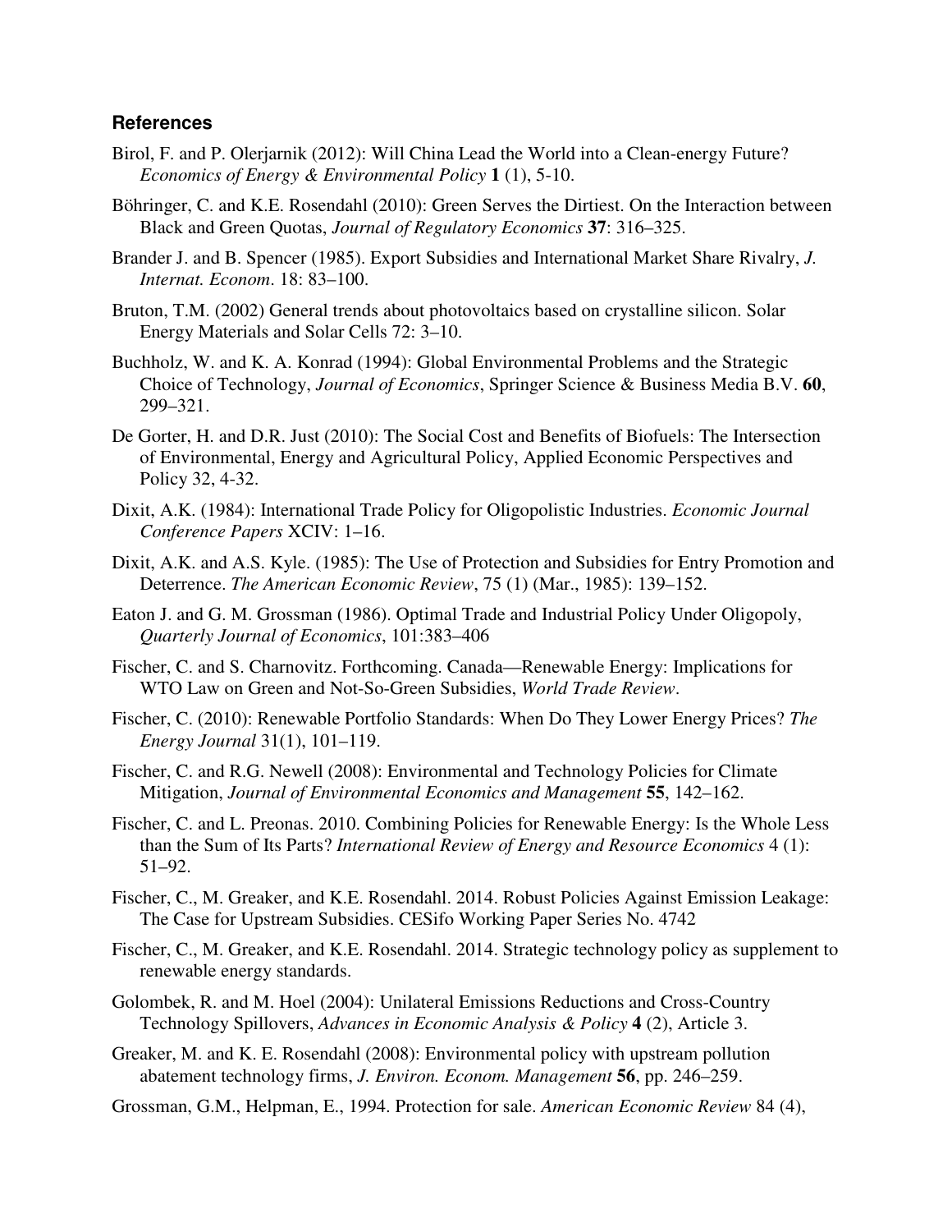### References

Birol, F. and P. Olerjarnik (2012): Will China Lead the World into a Clean-energy Future? *Economics of Energy & Environmental Policy* **1** (1), 5-10.

Böhringer, C. and K.E. Rosendahl (2010): Green Serves the Dirtiest. On the Interaction between Black and Green Quotas, *Journal of Regulatory Economics* **37**: 316–325.

Brander J. and B. Spencer (1985). Export Subsidies and International Market Share Rivalry, *J. Internat. Econom*. 18: 83–100.

Bruton, T.M. (2002) General trends about photovoltaics based on crystalline silicon. Solar Energy Materials and Solar Cells 72: 3–10.

Buchholz, W. and K. A. Konrad (1994): Global Environmental Problems and the Strategic Choice of Technology, *Journal of Economics*, Springer Science & Business Media B.V. **60**, 299–321.

De Gorter, H. and D.R. Just (2010): The Social Cost and Benefits of Biofuels: The Intersection of Environmental, Energy and Agricultural Policy, Applied Economic Perspectives and Policy 32, 4-32.

Dixit, A.K. (1984): International Trade Policy for Oligopolistic Industries. *Economic Journal Conference Papers* XCIV: 1–16.

Dixit, A.K. and A.S. Kyle. (1985): The Use of Protection and Subsidies for Entry Promotion and Deterrence. *The American Economic Review*, 75 (1) (Mar., 1985): 139–152.

Eaton J. and G. M. Grossman (1986). Optimal Trade and Industrial Policy Under Oligopoly, *Quarterly Journal of Economics*, 101:383–406

Fischer, C. and S. Charnovitz. Forthcoming. Canada—Renewable Energy: Implications for WTO Law on Green and Not-So-Green Subsidies, *World Trade Review*.

Fischer, C. (2010): Renewable Portfolio Standards: When Do They Lower Energy Prices? *The Energy Journal* 31(1), 101–119.

Fischer, C. and R.G. Newell (2008): Environmental and Technology Policies for Climate Mitigation, *Journal of Environmental Economics and Management* **55**, 142–162.

Fischer, C. and L. Preonas. 2010. Combining Policies for Renewable Energy: Is the Whole Less than the Sum of Its Parts? *International Review of Energy and Resource Economics* 4 (1): 51–92.

Fischer, C., M. Greaker, and K.E. Rosendahl. 2014. Robust Policies Against Emission Leakage: The Case for Upstream Subsidies. CESifo Working Paper Series No. 4742

Fischer, C., M. Greaker, and K.E. Rosendahl. 2014. Strategic technology policy as supplement to renewable energy standards.

Golombek, R. and M. Hoel (2004): Unilateral Emissions Reductions and Cross-Country Technology Spillovers, *Advances in Economic Analysis & Policy* **4** (2), Article 3.

Greaker, M. and K. E. Rosendahl (2008): Environmental policy with upstream pollution abatement technology firms, *J. Environ. Econom. Management* **56**, pp. 246–259.

Grossman, G.M., Helpman, E., 1994. Protection for sale. *American Economic Review* 84 (4),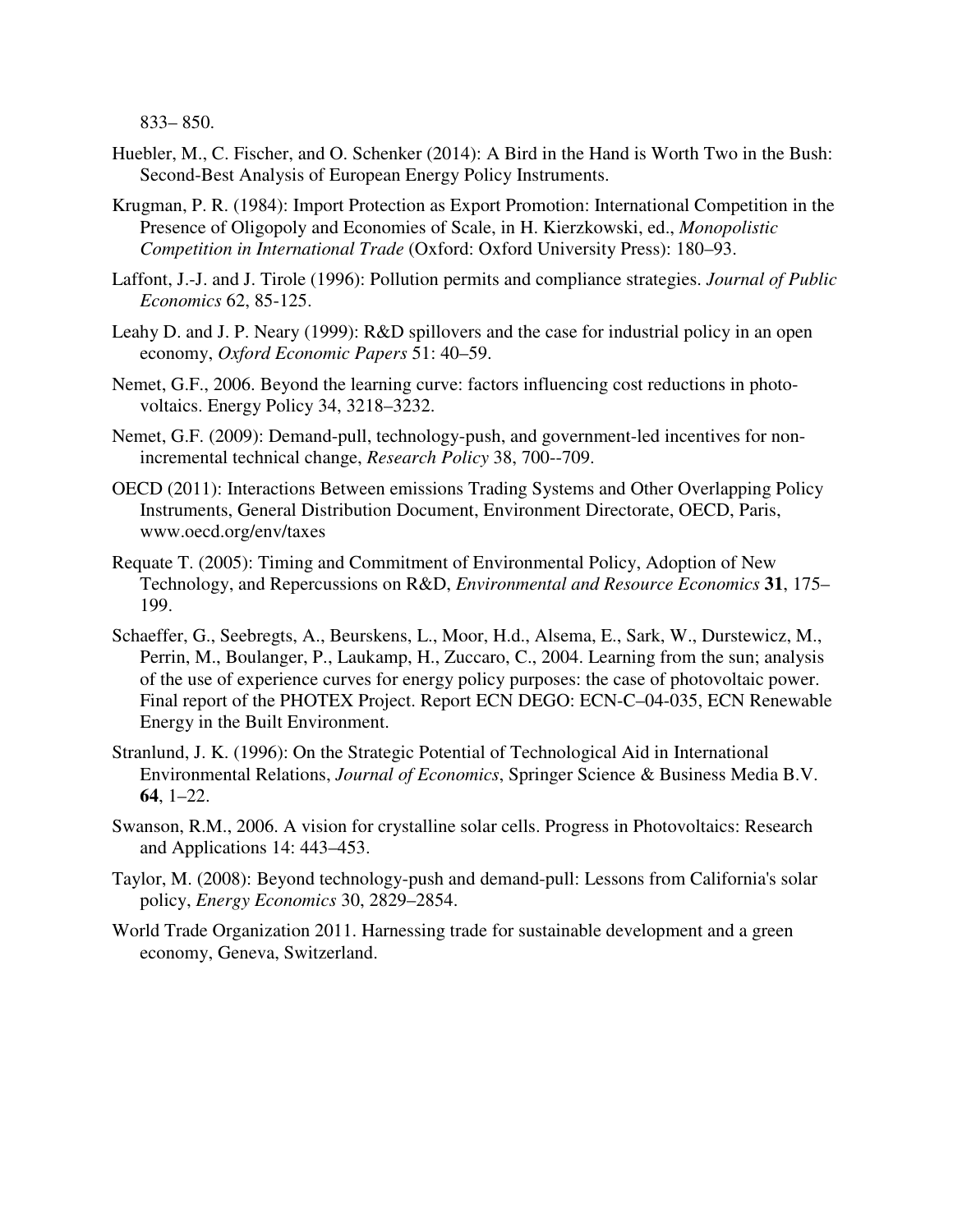833– 850.

Huebler, M., C. Fischer, and O. Schenker (2014): A Bird in the Hand is Worth Two in the Bush: Second-Best Analysis of European Energy Policy Instruments.

Krugman, P. R. (1984): Import Protection as Export Promotion: International Competition in the Presence of Oligopoly and Economies of Scale, in H. Kierzkowski, ed., *Monopolistic Competition in International Trade* (Oxford: Oxford University Press): 180–93.

Laffont, J.-J. and J. Tirole (1996): Pollution permits and compliance strategies. *Journal of Public Economics* 62, 85-125.

Leahy D. and J. P. Neary (1999): R&D spillovers and the case for industrial policy in an open economy, *Oxford Economic Papers* 51: 40–59.

Nemet, G.F., 2006. Beyond the learning curve: factors influencing cost reductions in photovoltaics. Energy Policy 34, 3218–3232.

Nemet, G.F. (2009): Demand-pull, technology-push, and government-led incentives for non-incremental technical change, *Research Policy* 38, 700--709.

OECD (2011): Interactions Between emissions Trading Systems and Other Overlapping Policy Instruments, General Distribution Document, Environment Directorate, OECD, Paris, www.oecd.org/env/taxes

Requate T. (2005): Timing and Commitment of Environmental Policy, Adoption of New Technology, and Repercussions on R&D, *Environmental and Resource Economics* **31**, 175–199.

Schaeffer, G., Seebregts, A., Beurskens, L., Moor, H.d., Alsema, E., Sark, W., Durstewicz, M., Perrin, M., Boulanger, P., Laukamp, H., Zuccaro, C., 2004. Learning from the sun; analysis of the use of experience curves for energy policy purposes: the case of photovoltaic power. Final report of the PHOTEX Project. Report ECN DEGO: ECN-C–04-035, ECN Renewable Energy in the Built Environment.

Stranlund, J. K. (1996): On the Strategic Potential of Technological Aid in International Environmental Relations, *Journal of Economics*, Springer Science & Business Media B.V. **64**, 1–22.

Swanson, R.M., 2006. A vision for crystalline solar cells. Progress in Photovoltaics: Research and Applications 14: 443–453.

Taylor, M. (2008): Beyond technology-push and demand-pull: Lessons from California's solar policy, *Energy Economics* 30, 2829–2854.

World Trade Organization 2011. Harnessing trade for sustainable development and a green economy, Geneva, Switzerland.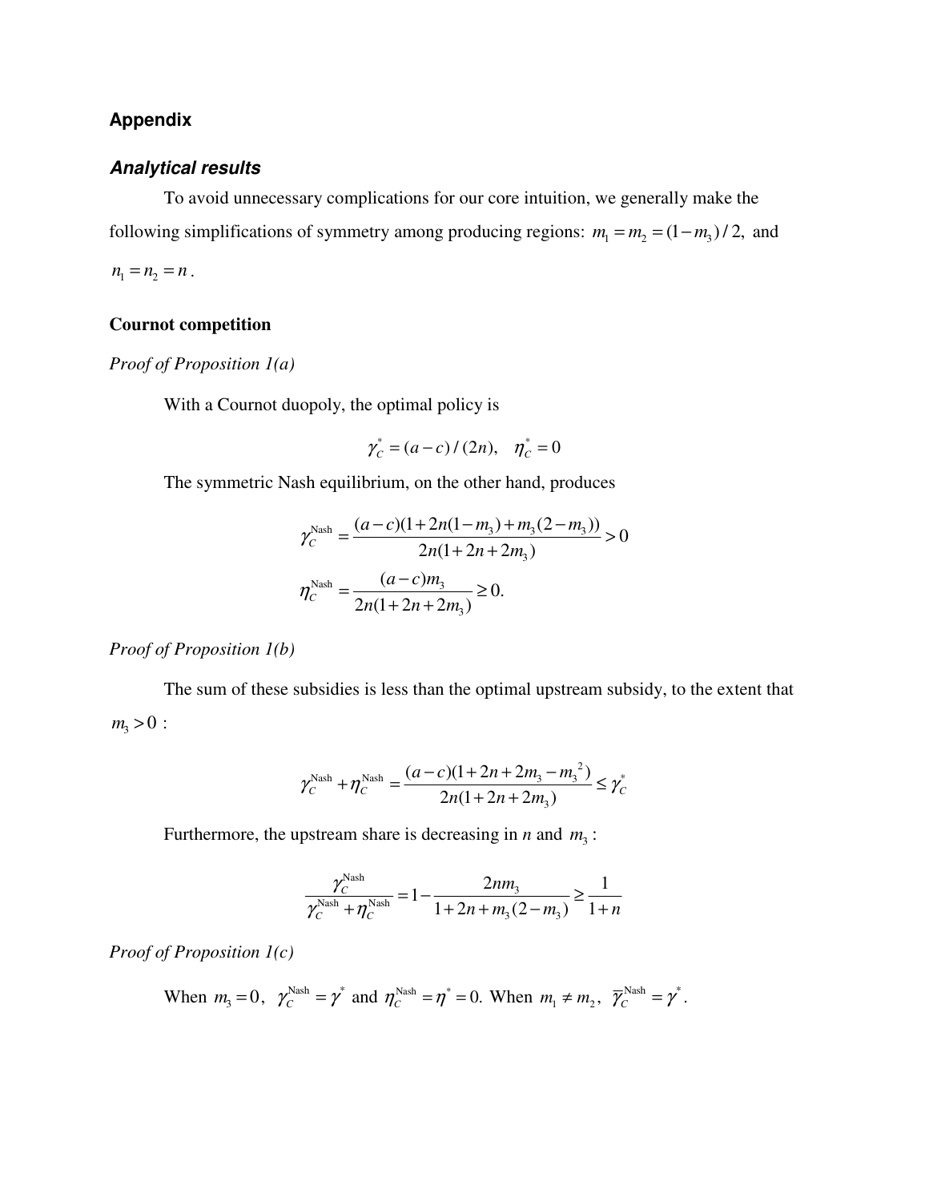## Appendix

### *Analytical results*

To avoid unnecessary complications for our core intuition, we generally make the following simplifications of symmetry among producing regions: $m_1 = m_2 = (1-m_3)/2,$ and $n_1 = n_2 = n$.

**Cournot competition**

*Proof of Proposition 1(a)*

With a Cournot duopoly, the optimal policy is

$$\gamma_C^* = (a-c)/(2n), \quad \eta_C^* = 0$$

The symmetric Nash equilibrium, on the other hand, produces

$$\gamma_C^{\text{Nash}} = \frac{(a-c)(1+2n(1-m_3)+m_3(2-m_3))}{2n(1+2n+2m_3)} > 0$$

$$\eta_C^{\text{Nash}} = \frac{(a-c)m_3}{2n(1+2n+2m_3)} \geq 0.$$

*Proof of Proposition 1(b)*

The sum of these subsidies is less than the optimal upstream subsidy, to the extent that $m_3 > 0$ :

$$\gamma_C^{\text{Nash}} + \eta_C^{\text{Nash}} = \frac{(a-c)(1+2n+2m_3-m_3^{\,2})}{2n(1+2n+2m_3)} \leq \gamma_C^*$$

Furthermore, the upstream share is decreasing in *n* and $m_3$ :

$$\frac{\gamma_C^{\text{Nash}}}{\gamma_C^{\text{Nash}} + \eta_C^{\text{Nash}}} = 1 - \frac{2nm_3}{1+2n+m_3(2-m_3)} \geq \frac{1}{1+n}$$

*Proof of Proposition 1(c)*

When $m_3 = 0$, $\gamma_C^{\text{Nash}} = \gamma^*$ and $\eta_C^{\text{Nash}} = \eta^* = 0.$ When $m_1 \neq m_2$, $\overline{\gamma}_C^{\text{Nash}} = \gamma^*$.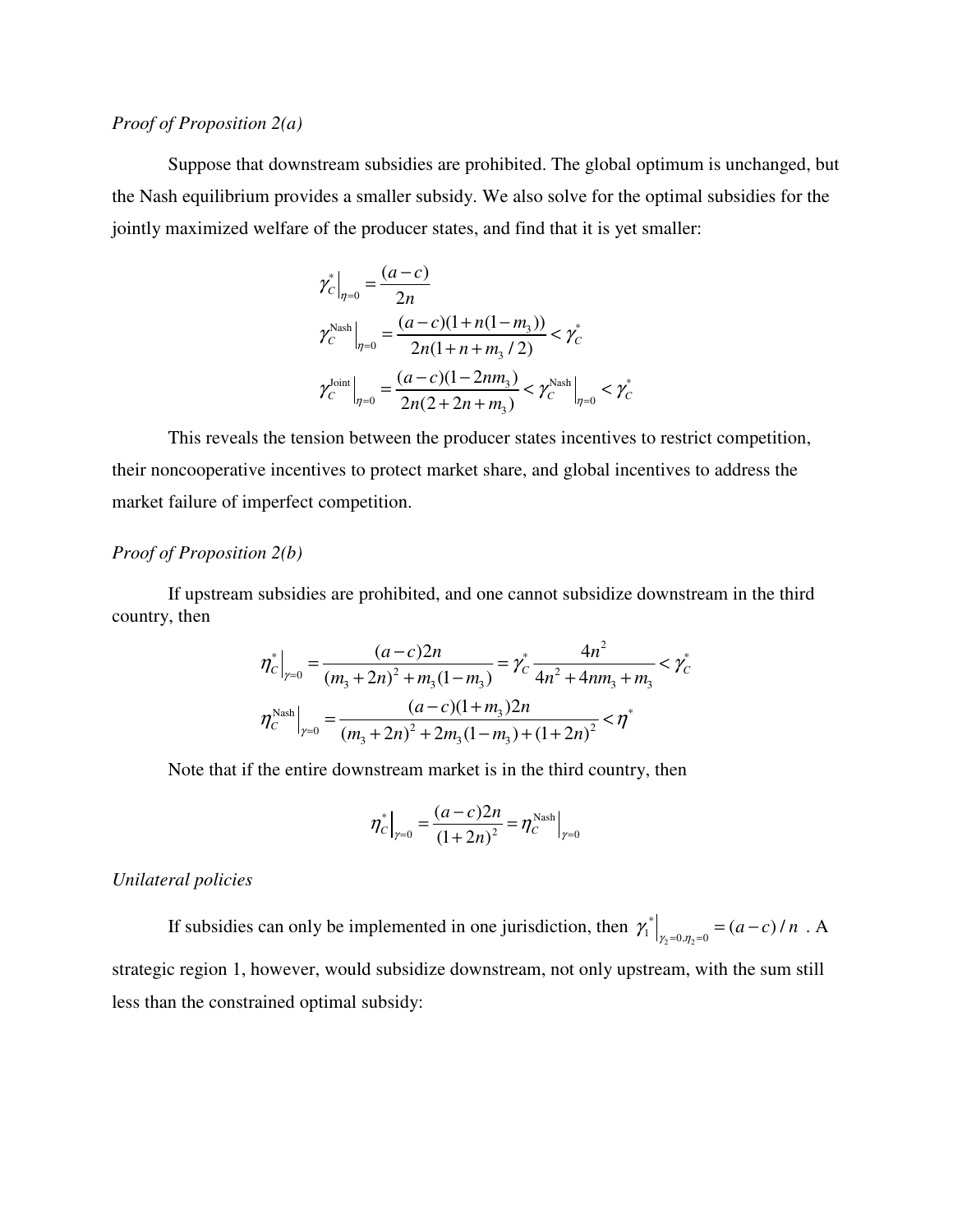*Proof of Proposition 2(a)*

Suppose that downstream subsidies are prohibited. The global optimum is unchanged, but the Nash equilibrium provides a smaller subsidy. We also solve for the optimal subsidies for the jointly maximized welfare of the producer states, and find that it is yet smaller:

$$\gamma_C^*\Big|_{\eta=0} = \frac{(a-c)}{2n}$$

$$\gamma_C^{\text{Nash}}\Big|_{\eta=0} = \frac{(a-c)(1+n(1-m_3))}{2n(1+n+m_3/2)} < \gamma_C^*$$

$$\gamma_C^{\text{Joint}}\Big|_{\eta=0} = \frac{(a-c)(1-2nm_3)}{2n(2+2n+m_3)} < \gamma_C^{\text{Nash}}\Big|_{\eta=0} < \gamma_C^*$$

This reveals the tension between the producer states incentives to restrict competition, their noncooperative incentives to protect market share, and global incentives to address the market failure of imperfect competition.

*Proof of Proposition 2(b)*

If upstream subsidies are prohibited, and one cannot subsidize downstream in the third country, then

$$\eta_C^*\Big|_{\gamma=0} = \frac{(a-c)2n}{(m_3+2n)^2 + m_3(1-m_3)} = \gamma_C^* \frac{4n^2}{4n^2+4nm_3+m_3} < \gamma_C^*$$

$$\eta_C^{\text{Nash}}\Big|_{\gamma=0} = \frac{(a-c)(1+m_3)2n}{(m_3+2n)^2 + 2m_3(1-m_3) + (1+2n)^2} < \eta^*$$

Note that if the entire downstream market is in the third country, then

$$\eta_C^*\Big|_{\gamma=0} = \frac{(a-c)2n}{(1+2n)^2} = \eta_C^{\text{Nash}}\Big|_{\gamma=0}$$

*Unilateral policies*

If subsidies can only be implemented in one jurisdiction, then $\gamma_1^*\Big|_{\gamma_2=0,\eta_2=0} = (a-c)/n$ . A strategic region 1, however, would subsidize downstream, not only upstream, with the sum still less than the constrained optimal subsidy: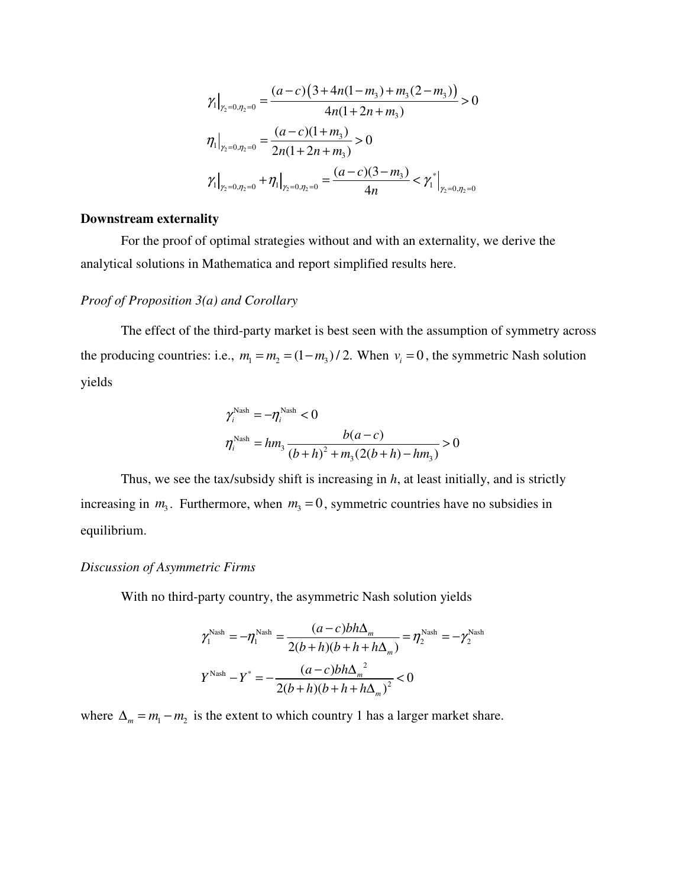$$\gamma_1\big|_{\gamma_2=0,\eta_2=0} = \frac{(a-c)\big(3+4n(1-m_3)+m_3(2-m_3)\big)}{4n(1+2n+m_3)} > 0$$

$$\eta_1\big|_{\gamma_2=0,\eta_2=0} = \frac{(a-c)(1+m_3)}{2n(1+2n+m_3)} > 0$$

$$\gamma_1\big|_{\gamma_2=0,\eta_2=0} + \eta_1\big|_{\gamma_2=0,\eta_2=0} = \frac{(a-c)(3-m_3)}{4n} < \gamma_1^*\big|_{\gamma_2=0,\eta_2=0}$$

**Downstream externality**

For the proof of optimal strategies without and with an externality, we derive the analytical solutions in Mathematica and report simplified results here.

*Proof of Proposition 3(a) and Corollary*

The effect of the third-party market is best seen with the assumption of symmetry across the producing countries: i.e., $m_1 = m_2 = (1-m_3)/2$. When $v_i = 0$, the symmetric Nash solution yields

$$\gamma_i^{\text{Nash}} = -\eta_i^{\text{Nash}} < 0$$

$$\eta_i^{\text{Nash}} = hm_3 \frac{b(a-c)}{(b+h)^2 + m_3(2(b+h) - hm_3)} > 0$$

Thus, we see the tax/subsidy shift is increasing in *h*, at least initially, and is strictly increasing in $m_3$. Furthermore, when $m_3 = 0$, symmetric countries have no subsidies in equilibrium.

*Discussion of Asymmetric Firms*

With no third-party country, the asymmetric Nash solution yields

$$\gamma_1^{\text{Nash}} = -\eta_1^{\text{Nash}} = \frac{(a-c)bh\Delta_m}{2(b+h)(b+h+h\Delta_m)} = \eta_2^{\text{Nash}} = -\gamma_2^{\text{Nash}}$$

$$Y^{\text{Nash}} - Y^* = -\frac{(a-c)bh{\Delta_m}^2}{2(b+h)(b+h+h\Delta_m)^2} < 0$$

where $\Delta_m = m_1 - m_2$ is the extent to which country 1 has a larger market share.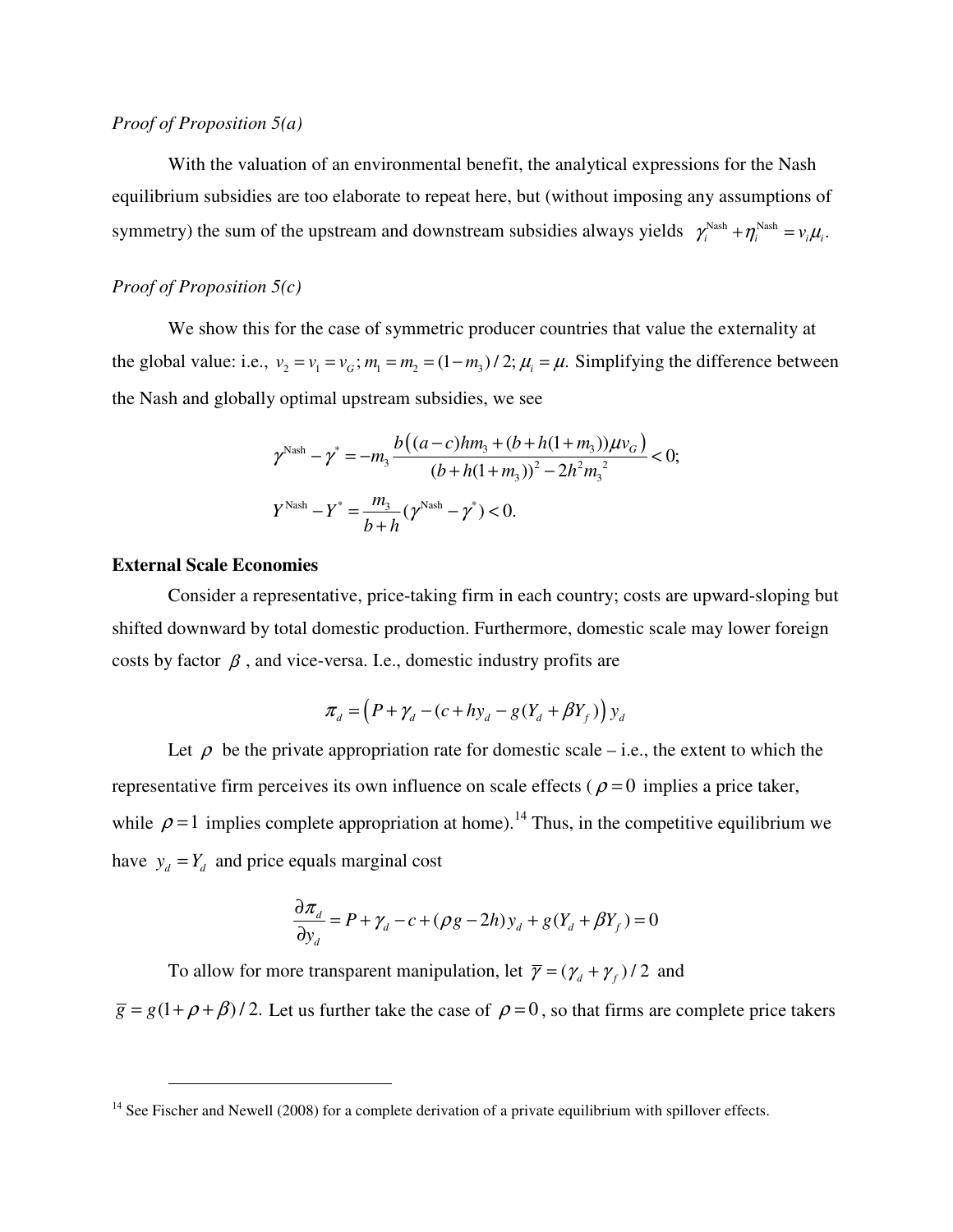*Proof of Proposition 5(a)*

With the valuation of an environmental benefit, the analytical expressions for the Nash equilibrium subsidies are too elaborate to repeat here, but (without imposing any assumptions of symmetry) the sum of the upstream and downstream subsidies always yields $\gamma_i^{\text{Nash}} + \eta_i^{\text{Nash}} = v_i \mu_i$.

*Proof of Proposition 5(c)*

We show this for the case of symmetric producer countries that value the externality at the global value: i.e., $v_2 = v_1 = v_G$; $m_1 = m_2 = (1-m_3)/2$; $\mu_i = \mu$. Simplifying the difference between the Nash and globally optimal upstream subsidies, we see

$$\gamma^{\text{Nash}} - \gamma^* = -m_3 \frac{b\left((a-c)hm_3 + (b+h(1+m_3))\mu v_G\right)}{(b+h(1+m_3))^2 - 2h^2 m_3^{\,2}} < 0;$$

$$Y^{\text{Nash}} - Y^* = \frac{m_3}{b+h}(\gamma^{\text{Nash}} - \gamma^*) < 0.$$

**External Scale Economies**

Consider a representative, price-taking firm in each country; costs are upward-sloping but shifted downward by total domestic production. Furthermore, domestic scale may lower foreign costs by factor $\beta$, and vice-versa. I.e., domestic industry profits are

$$\pi_d = \left(P + \gamma_d - (c + hy_d - g(Y_d + \beta Y_f))\right) y_d$$

Let $\rho$ be the private appropriation rate for domestic scale – i.e., the extent to which the representative firm perceives its own influence on scale effects ($\rho = 0$ implies a price taker, while $\rho = 1$ implies complete appropriation at home).[14] Thus, in the competitive equilibrium we have $y_d = Y_d$ and price equals marginal cost

$$\frac{\partial \pi_d}{\partial y_d} = P + \gamma_d - c + (\rho g - 2h) y_d + g(Y_d + \beta Y_f) = 0$$

To allow for more transparent manipulation, let $\bar{\gamma} = (\gamma_d + \gamma_f)/2$ and $\bar{g} = g(1+\rho+\beta)/2$. Let us further take the case of $\rho = 0$, so that firms are complete price takers

[14] See Fischer and Newell (2008) for a complete derivation of a private equilibrium with spillover effects.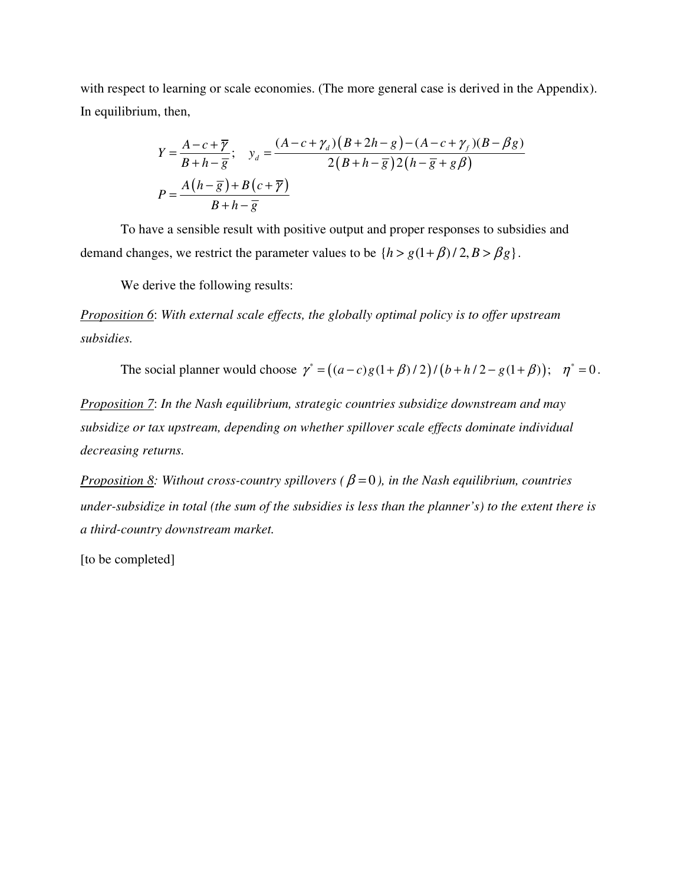with respect to learning or scale economies. (The more general case is derived in the Appendix). In equilibrium, then,

$$Y = \frac{A - c + \overline{\gamma}}{B + h - \overline{g}}; \quad y_d = \frac{(A - c + \gamma_d)\left(B + 2h - g\right) - (A - c + \gamma_f)(B - \beta g)}{2\left(B + h - \overline{g}\right)2\left(h - \overline{g} + g\beta\right)}$$

$$P = \frac{A\left(h - \overline{g}\right) + B\left(c + \overline{\gamma}\right)}{B + h - \overline{g}}$$

To have a sensible result with positive output and proper responses to subsidies and demand changes, we restrict the parameter values to be $\{h > g(1+\beta)/2, B > \beta g\}$.

We derive the following results:

<u>Proposition 6</u>: *With external scale effects, the globally optimal policy is to offer upstream subsidies.*

The social planner would choose $\gamma^* = \left((a-c)g(1+\beta)/2\right)/\left(b + h/2 - g(1+\beta)\right); \quad \eta^* = 0$.

<u>Proposition 7</u>: *In the Nash equilibrium, strategic countries subsidize downstream and may subsidize or tax upstream, depending on whether spillover scale effects dominate individual decreasing returns.*

<u>Proposition 8</u>: *Without cross-country spillovers ( $\beta = 0$ ), in the Nash equilibrium, countries under-subsidize in total (the sum of the subsidies is less than the planner's) to the extent there is a third-country downstream market.*

[to be completed]